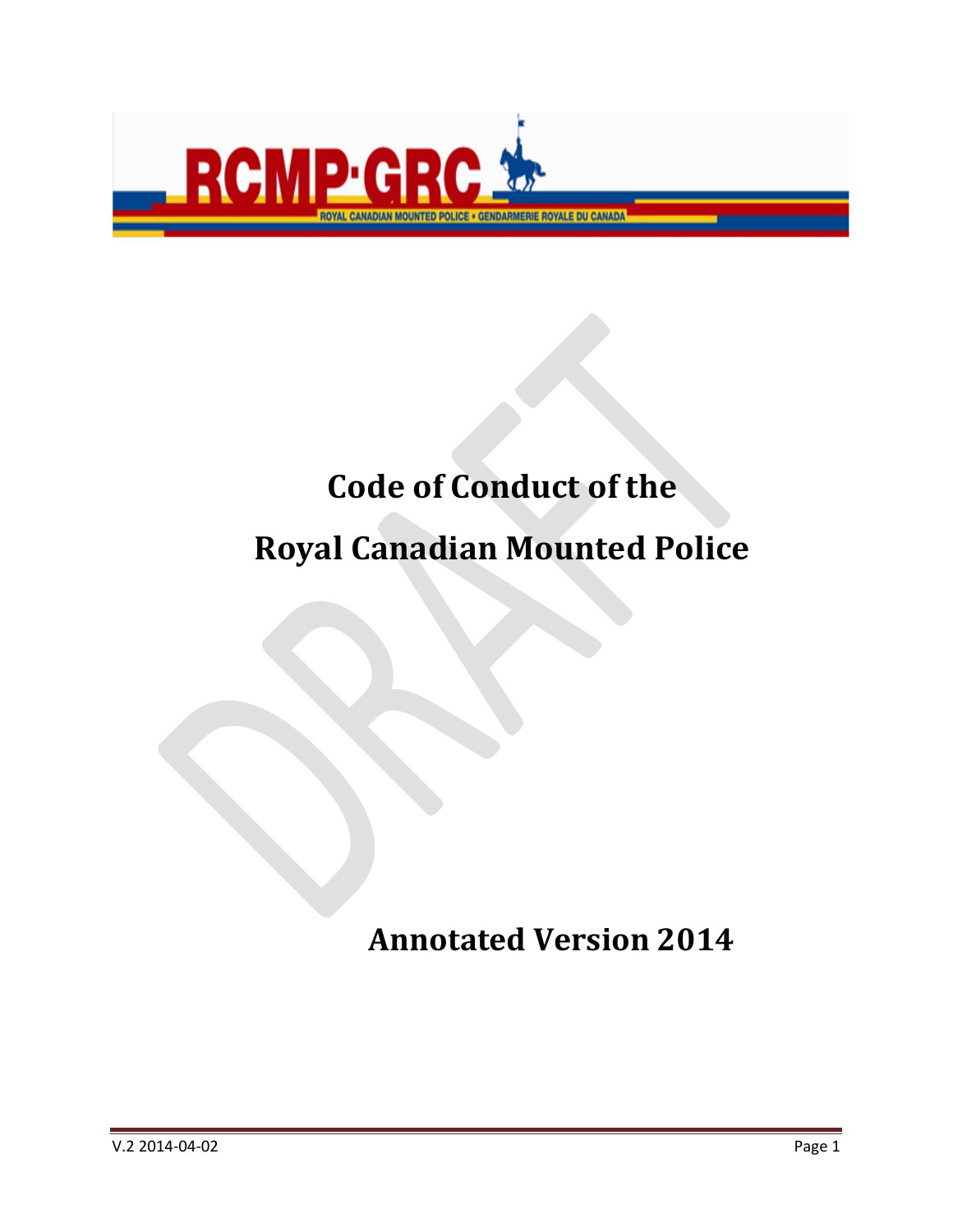# Code of Conduct of the Royal Canadian Mounted Police

## Annotated Version 2014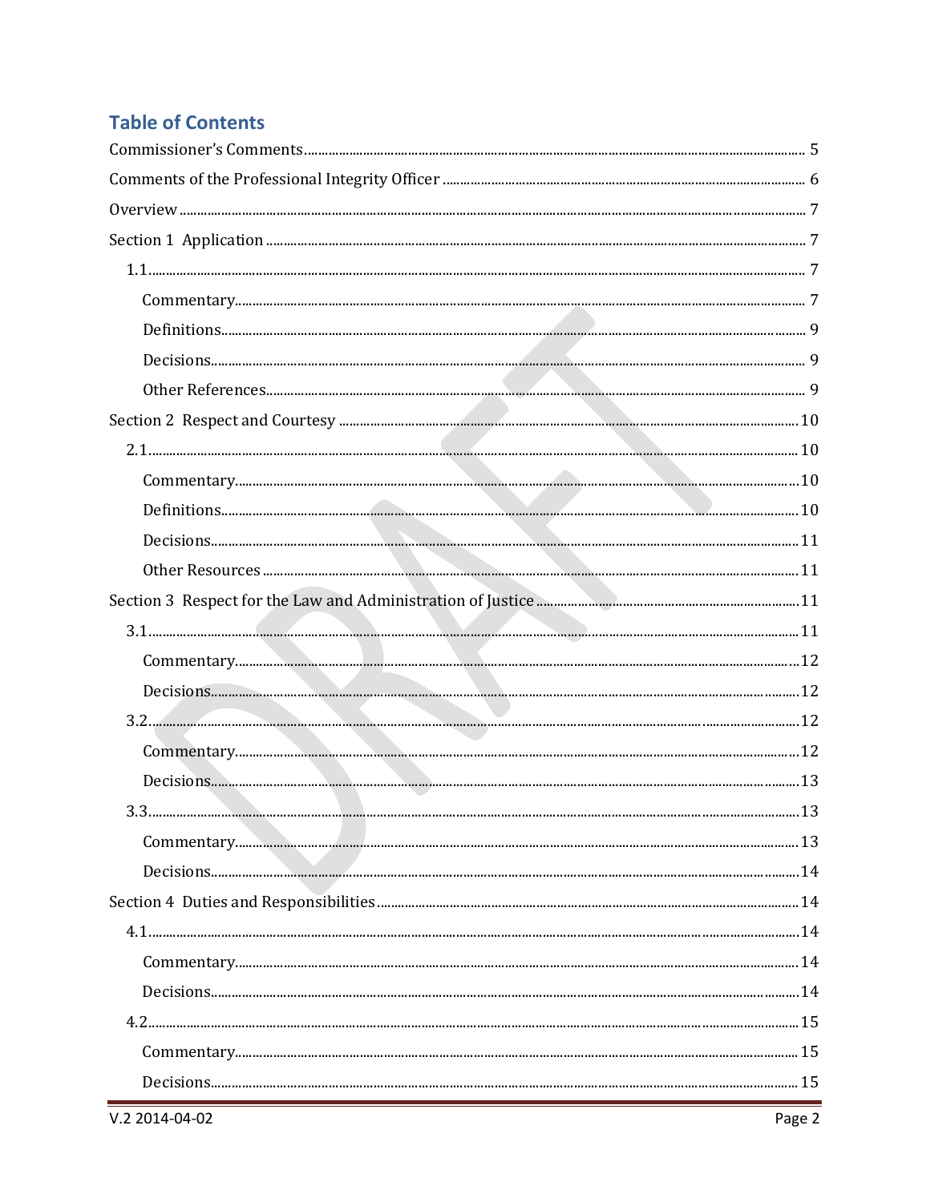## Table of Contents

Commissioner's Comments ..... 5

Comments of the Professional Integrity Officer ..... 6

Overview ..... 7

Section 1 Application ..... 7

- 1.1 ..... 7
  - Commentary ..... 7
  - Definitions ..... 9
  - Decisions ..... 9
  - Other References ..... 9

Section 2 Respect and Courtesy ..... 10

- 2.1 ..... 10
  - Commentary ..... 10
  - Definitions ..... 10
  - Decisions ..... 11
  - Other Resources ..... 11

Section 3 Respect for the Law and Administration of Justice ..... 11

- 3.1 ..... 11
  - Commentary ..... 12
  - Decisions ..... 12
- 3.2 ..... 12
  - Commentary ..... 12
  - Decisions ..... 13
- 3.3 ..... 13
  - Commentary ..... 13
  - Decisions ..... 14

Section 4 Duties and Responsibilities ..... 14

- 4.1 ..... 14
  - Commentary ..... 14
  - Decisions ..... 14
- 4.2 ..... 15
  - Commentary ..... 15
  - Decisions ..... 15

V.2 2014-04-02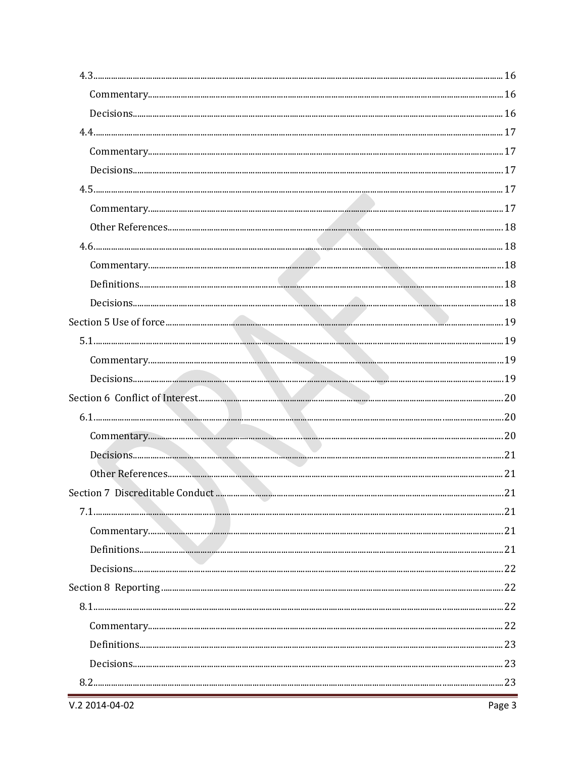- 4.3 ........ 16
  - Commentary ........ 16
  - Decisions ........ 16
- 4.4 ........ 17
  - Commentary ........ 17
  - Decisions ........ 17
- 4.5 ........ 17
  - Commentary ........ 17
  - Other References ........ 18
- 4.6 ........ 18
  - Commentary ........ 18
  - Definitions ........ 18
  - Decisions ........ 18

Section 5 Use of force ........ 19

- 5.1 ........ 19
  - Commentary ........ 19
  - Decisions ........ 19

Section 6 Conflict of Interest ........ 20

- 6.1 ........ 20
  - Commentary ........ 20
  - Decisions ........ 21
  - Other References ........ 21

Section 7 Discreditable Conduct ........ 21

- 7.1 ........ 21
  - Commentary ........ 21
  - Definitions ........ 21
  - Decisions ........ 22

Section 8 Reporting ........ 22

- 8.1 ........ 22
  - Commentary ........ 22
  - Definitions ........ 23
  - Decisions ........ 23
- 8.2 ........ 23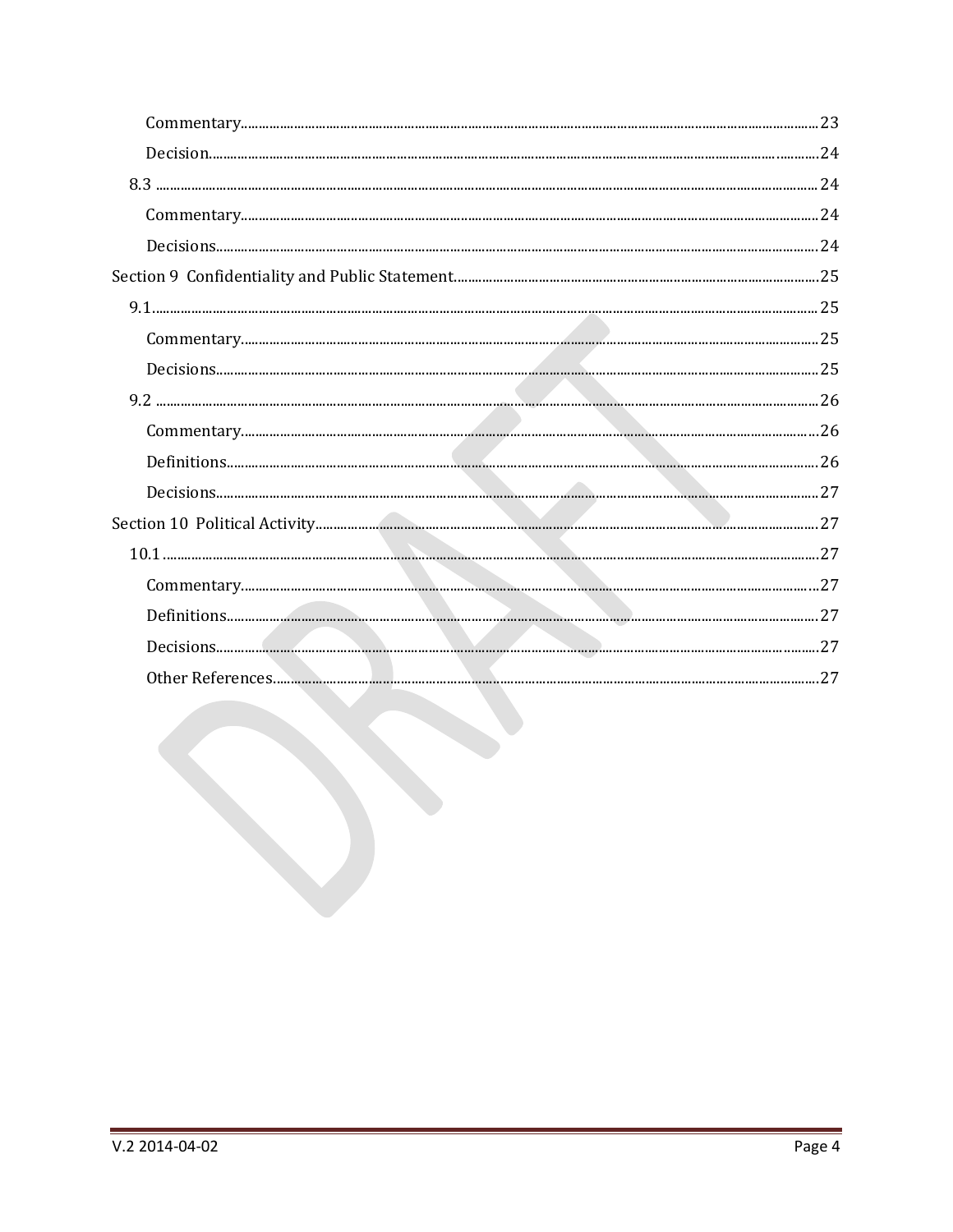- Commentary 23
- Decision 24

8.3 24

- Commentary 24
- Decisions 24

Section 9 Confidentiality and Public Statement 25

9.1 25

- Commentary 25
- Decisions 25

9.2 26

- Commentary 26
- Definitions 26
- Decisions 27

Section 10 Political Activity 27

10.1 27

- Commentary 27
- Definitions 27
- Decisions 27
- Other References 27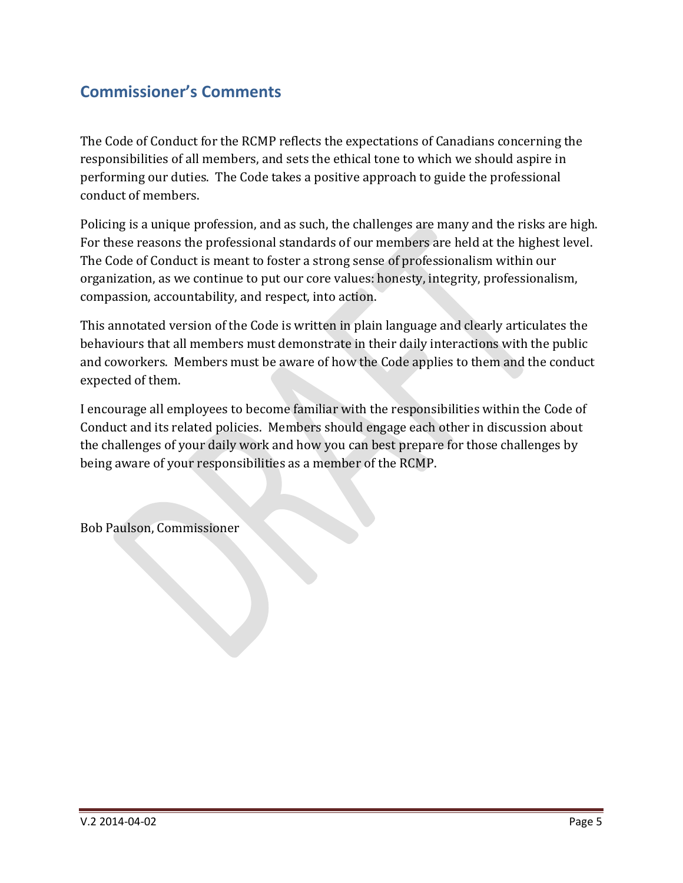## Commissioner's Comments

The Code of Conduct for the RCMP reflects the expectations of Canadians concerning the responsibilities of all members, and sets the ethical tone to which we should aspire in performing our duties. The Code takes a positive approach to guide the professional conduct of members.

Policing is a unique profession, and as such, the challenges are many and the risks are high. For these reasons the professional standards of our members are held at the highest level. The Code of Conduct is meant to foster a strong sense of professionalism within our organization, as we continue to put our core values: honesty, integrity, professionalism, compassion, accountability, and respect, into action.

This annotated version of the Code is written in plain language and clearly articulates the behaviours that all members must demonstrate in their daily interactions with the public and coworkers. Members must be aware of how the Code applies to them and the conduct expected of them.

I encourage all employees to become familiar with the responsibilities within the Code of Conduct and its related policies. Members should engage each other in discussion about the challenges of your daily work and how you can best prepare for those challenges by being aware of your responsibilities as a member of the RCMP.

Bob Paulson, Commissioner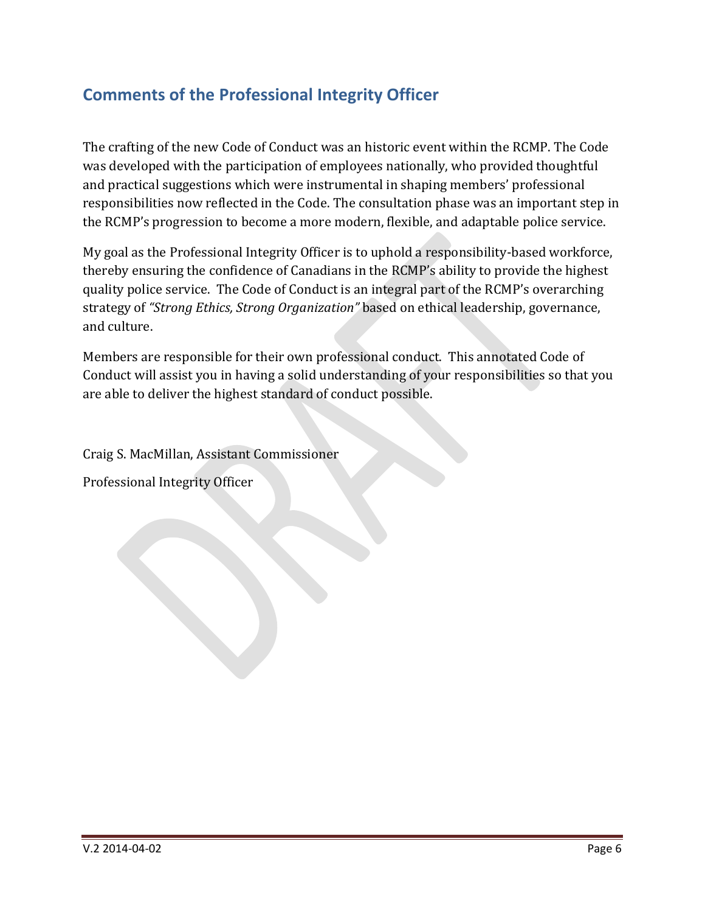## Comments of the Professional Integrity Officer

The crafting of the new Code of Conduct was an historic event within the RCMP. The Code was developed with the participation of employees nationally, who provided thoughtful and practical suggestions which were instrumental in shaping members' professional responsibilities now reflected in the Code. The consultation phase was an important step in the RCMP's progression to become a more modern, flexible, and adaptable police service.

My goal as the Professional Integrity Officer is to uphold a responsibility-based workforce, thereby ensuring the confidence of Canadians in the RCMP's ability to provide the highest quality police service. The Code of Conduct is an integral part of the RCMP's overarching strategy of *"Strong Ethics, Strong Organization"* based on ethical leadership, governance, and culture.

Members are responsible for their own professional conduct. This annotated Code of Conduct will assist you in having a solid understanding of your responsibilities so that you are able to deliver the highest standard of conduct possible.

Craig S. MacMillan, Assistant Commissioner

Professional Integrity Officer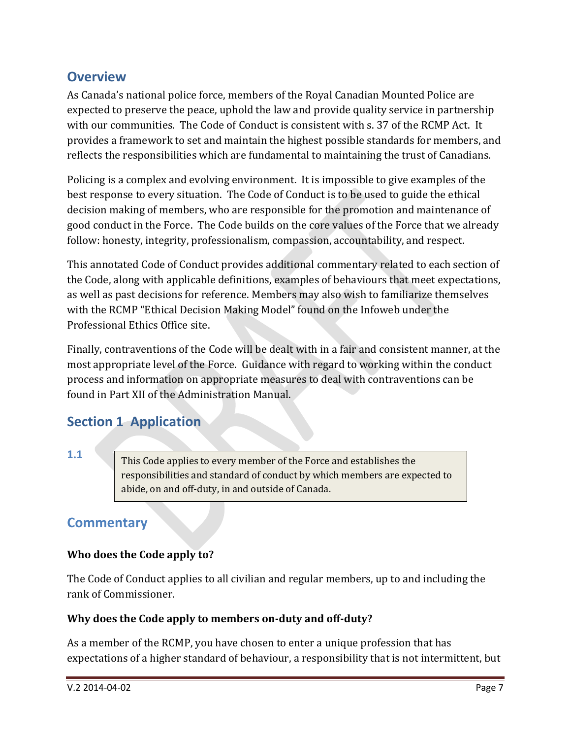## Overview

As Canada's national police force, members of the Royal Canadian Mounted Police are expected to preserve the peace, uphold the law and provide quality service in partnership with our communities. The Code of Conduct is consistent with s. 37 of the RCMP Act. It provides a framework to set and maintain the highest possible standards for members, and reflects the responsibilities which are fundamental to maintaining the trust of Canadians.

Policing is a complex and evolving environment. It is impossible to give examples of the best response to every situation. The Code of Conduct is to be used to guide the ethical decision making of members, who are responsible for the promotion and maintenance of good conduct in the Force. The Code builds on the core values of the Force that we already follow: honesty, integrity, professionalism, compassion, accountability, and respect.

This annotated Code of Conduct provides additional commentary related to each section of the Code, along with applicable definitions, examples of behaviours that meet expectations, as well as past decisions for reference. Members may also wish to familiarize themselves with the RCMP "Ethical Decision Making Model" found on the Infoweb under the Professional Ethics Office site.

Finally, contraventions of the Code will be dealt with in a fair and consistent manner, at the most appropriate level of the Force. Guidance with regard to working within the conduct process and information on appropriate measures to deal with contraventions can be found in Part XII of the Administration Manual.

## Section 1 Application

**1.1**

> This Code applies to every member of the Force and establishes the responsibilities and standard of conduct by which members are expected to abide, on and off-duty, in and outside of Canada.

## Commentary

**Who does the Code apply to?**

The Code of Conduct applies to all civilian and regular members, up to and including the rank of Commissioner.

**Why does the Code apply to members on-duty and off-duty?**

As a member of the RCMP, you have chosen to enter a unique profession that has expectations of a higher standard of behaviour, a responsibility that is not intermittent, but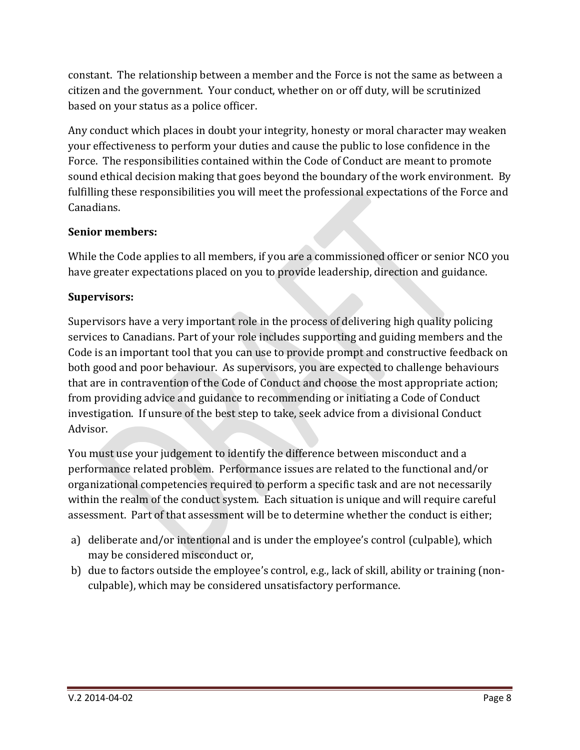constant. The relationship between a member and the Force is not the same as between a citizen and the government. Your conduct, whether on or off duty, will be scrutinized based on your status as a police officer.

Any conduct which places in doubt your integrity, honesty or moral character may weaken your effectiveness to perform your duties and cause the public to lose confidence in the Force. The responsibilities contained within the Code of Conduct are meant to promote sound ethical decision making that goes beyond the boundary of the work environment. By fulfilling these responsibilities you will meet the professional expectations of the Force and Canadians.

**Senior members:**

While the Code applies to all members, if you are a commissioned officer or senior NCO you have greater expectations placed on you to provide leadership, direction and guidance.

**Supervisors:**

Supervisors have a very important role in the process of delivering high quality policing services to Canadians. Part of your role includes supporting and guiding members and the Code is an important tool that you can use to provide prompt and constructive feedback on both good and poor behaviour. As supervisors, you are expected to challenge behaviours that are in contravention of the Code of Conduct and choose the most appropriate action; from providing advice and guidance to recommending or initiating a Code of Conduct investigation. If unsure of the best step to take, seek advice from a divisional Conduct Advisor.

You must use your judgement to identify the difference between misconduct and a performance related problem. Performance issues are related to the functional and/or organizational competencies required to perform a specific task and are not necessarily within the realm of the conduct system. Each situation is unique and will require careful assessment. Part of that assessment will be to determine whether the conduct is either;

a) deliberate and/or intentional and is under the employee's control (culpable), which may be considered misconduct or,
b) due to factors outside the employee's control, e.g., lack of skill, ability or training (non-culpable), which may be considered unsatisfactory performance.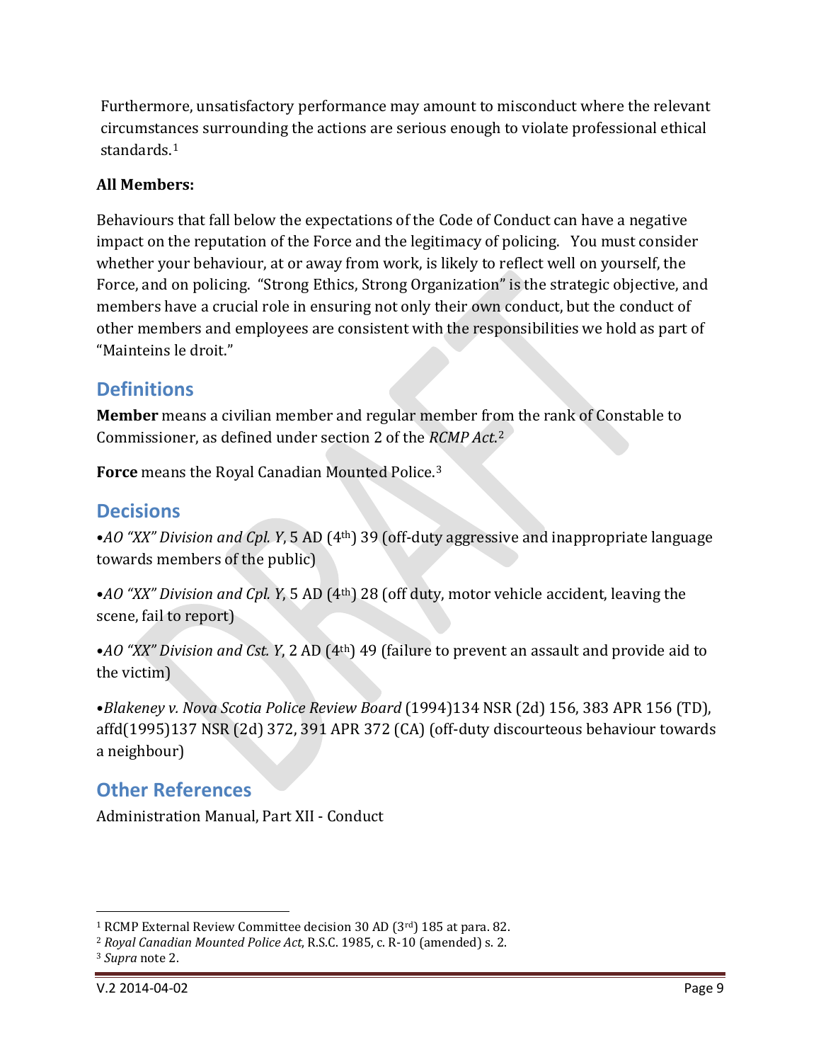Furthermore, unsatisfactory performance may amount to misconduct where the relevant circumstances surrounding the actions are serious enough to violate professional ethical standards.[1]

**All Members:**

Behaviours that fall below the expectations of the Code of Conduct can have a negative impact on the reputation of the Force and the legitimacy of policing. You must consider whether your behaviour, at or away from work, is likely to reflect well on yourself, the Force, and on policing. "Strong Ethics, Strong Organization" is the strategic objective, and members have a crucial role in ensuring not only their own conduct, but the conduct of other members and employees are consistent with the responsibilities we hold as part of "Mainteins le droit."

## Definitions

**Member** means a civilian member and regular member from the rank of Constable to Commissioner, as defined under section 2 of the *RCMP Act*.[2]

**Force** means the Royal Canadian Mounted Police.[3]

## Decisions

•*AO "XX" Division and Cpl. Y*, 5 AD (4th) 39 (off-duty aggressive and inappropriate language towards members of the public)

•*AO "XX" Division and Cpl. Y*, 5 AD (4th) 28 (off duty, motor vehicle accident, leaving the scene, fail to report)

•*AO "XX" Division and Cst. Y*, 2 AD (4th) 49 (failure to prevent an assault and provide aid to the victim)

•*Blakeney v. Nova Scotia Police Review Board* (1994)134 NSR (2d) 156, 383 APR 156 (TD), affd(1995)137 NSR (2d) 372, 391 APR 372 (CA) (off-duty discourteous behaviour towards a neighbour)

## Other References

Administration Manual, Part XII - Conduct

---

[1] RCMP External Review Committee decision 30 AD (3rd) 185 at para. 82.
[2] *Royal Canadian Mounted Police Act*, R.S.C. 1985, c. R-10 (amended) s. 2.
[3] *Supra* note 2.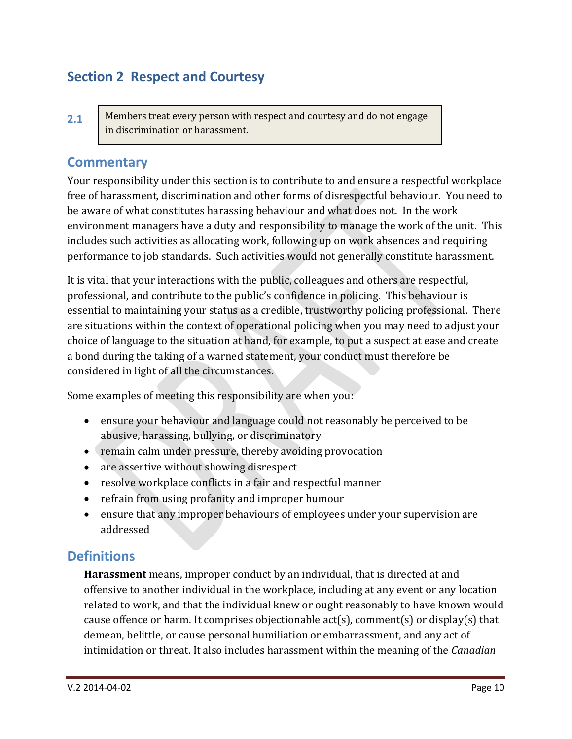## Section 2 Respect and Courtesy

**2.1**

> Members treat every person with respect and courtesy and do not engage in discrimination or harassment.

### Commentary

Your responsibility under this section is to contribute to and ensure a respectful workplace free of harassment, discrimination and other forms of disrespectful behaviour. You need to be aware of what constitutes harassing behaviour and what does not. In the work environment managers have a duty and responsibility to manage the work of the unit. This includes such activities as allocating work, following up on work absences and requiring performance to job standards. Such activities would not generally constitute harassment.

It is vital that your interactions with the public, colleagues and others are respectful, professional, and contribute to the public's confidence in policing. This behaviour is essential to maintaining your status as a credible, trustworthy policing professional. There are situations within the context of operational policing when you may need to adjust your choice of language to the situation at hand, for example, to put a suspect at ease and create a bond during the taking of a warned statement, your conduct must therefore be considered in light of all the circumstances.

Some examples of meeting this responsibility are when you:

- ensure your behaviour and language could not reasonably be perceived to be abusive, harassing, bullying, or discriminatory
- remain calm under pressure, thereby avoiding provocation
- are assertive without showing disrespect
- resolve workplace conflicts in a fair and respectful manner
- refrain from using profanity and improper humour
- ensure that any improper behaviours of employees under your supervision are addressed

### Definitions

**Harassment** means, improper conduct by an individual, that is directed at and offensive to another individual in the workplace, including at any event or any location related to work, and that the individual knew or ought reasonably to have known would cause offence or harm. It comprises objectionable act(s), comment(s) or display(s) that demean, belittle, or cause personal humiliation or embarrassment, and any act of intimidation or threat. It also includes harassment within the meaning of the *Canadian*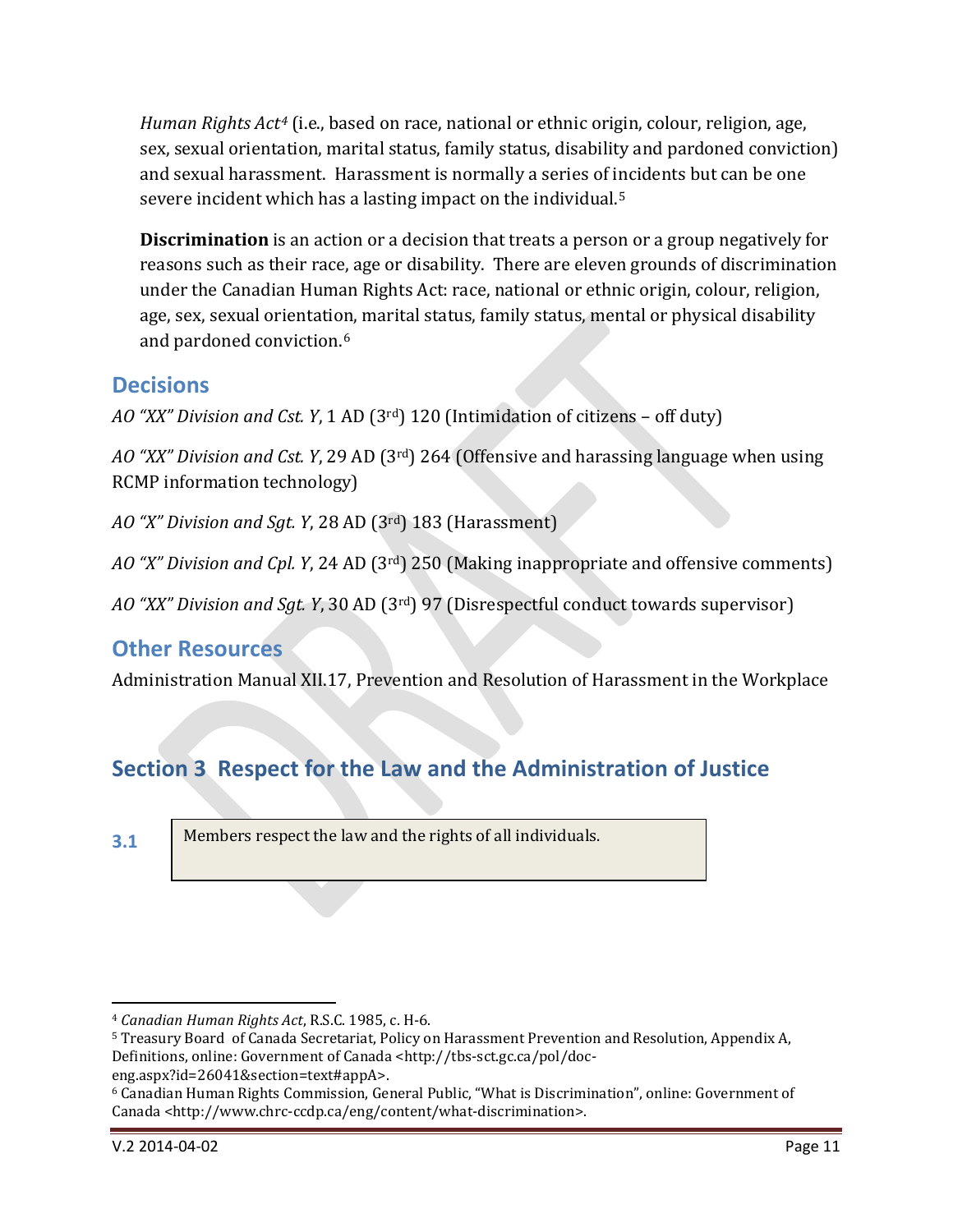*Human Rights Act*[4] (i.e., based on race, national or ethnic origin, colour, religion, age, sex, sexual orientation, marital status, family status, disability and pardoned conviction) and sexual harassment. Harassment is normally a series of incidents but can be one severe incident which has a lasting impact on the individual.[5]

**Discrimination** is an action or a decision that treats a person or a group negatively for reasons such as their race, age or disability. There are eleven grounds of discrimination under the Canadian Human Rights Act: race, national or ethnic origin, colour, religion, age, sex, sexual orientation, marital status, family status, mental or physical disability and pardoned conviction.[6]

## Decisions

*AO "XX" Division and Cst. Y*, 1 AD (3rd) 120 (Intimidation of citizens – off duty)

*AO "XX" Division and Cst. Y*, 29 AD (3rd) 264 (Offensive and harassing language when using RCMP information technology)

*AO "X" Division and Sgt. Y*, 28 AD (3rd) 183 (Harassment)

*AO "X" Division and Cpl. Y*, 24 AD (3rd) 250 (Making inappropriate and offensive comments)

*AO "XX" Division and Sgt. Y*, 30 AD (3rd) 97 (Disrespectful conduct towards supervisor)

## Other Resources

Administration Manual XII.17, Prevention and Resolution of Harassment in the Workplace

# Section 3 Respect for the Law and the Administration of Justice

**3.1**

| Members respect the law and the rights of all individuals. |
|---|

---

[4] *Canadian Human Rights Act*, R.S.C. 1985, c. H-6.

[5] Treasury Board of Canada Secretariat, Policy on Harassment Prevention and Resolution, Appendix A, Definitions, online: Government of Canada <http://tbs-sct.gc.ca/pol/doc-eng.aspx?id=26041&section=text#appA>.

[6] Canadian Human Rights Commission, General Public, "What is Discrimination", online: Government of Canada <http://www.chrc-ccdp.ca/eng/content/what-discrimination>.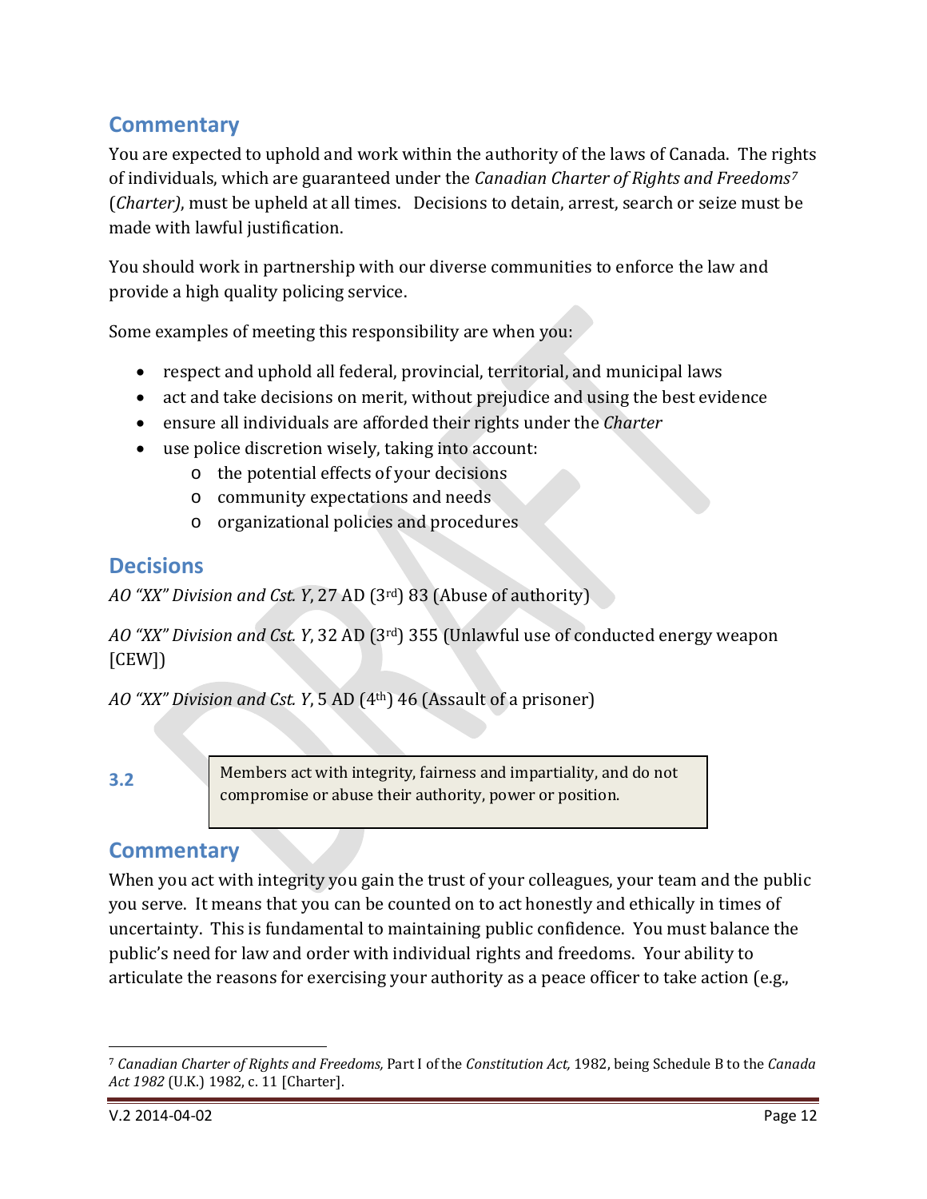## Commentary

You are expected to uphold and work within the authority of the laws of Canada. The rights of individuals, which are guaranteed under the *Canadian Charter of Rights and Freedoms*[7] (*Charter)*, must be upheld at all times. Decisions to detain, arrest, search or seize must be made with lawful justification.

You should work in partnership with our diverse communities to enforce the law and provide a high quality policing service.

Some examples of meeting this responsibility are when you:

- respect and uphold all federal, provincial, territorial, and municipal laws
- act and take decisions on merit, without prejudice and using the best evidence
- ensure all individuals are afforded their rights under the *Charter*
- use police discretion wisely, taking into account:
  - the potential effects of your decisions
  - community expectations and needs
  - organizational policies and procedures

## Decisions

*AO "XX" Division and Cst. Y*, 27 AD (3rd) 83 (Abuse of authority)

*AO "XX" Division and Cst. Y*, 32 AD (3rd) 355 (Unlawful use of conducted energy weapon [CEW])

*AO "XX" Division and Cst. Y*, 5 AD (4th) 46 (Assault of a prisoner)

**3.2**

> Members act with integrity, fairness and impartiality, and do not compromise or abuse their authority, power or position.

## Commentary

When you act with integrity you gain the trust of your colleagues, your team and the public you serve. It means that you can be counted on to act honestly and ethically in times of uncertainty. This is fundamental to maintaining public confidence. You must balance the public's need for law and order with individual rights and freedoms. Your ability to articulate the reasons for exercising your authority as a peace officer to take action (e.g.,

---

[7] *Canadian Charter of Rights and Freedoms,* Part I of the *Constitution Act,* 1982, being Schedule B to the *Canada Act 1982* (U.K.) 1982, c. 11 [Charter].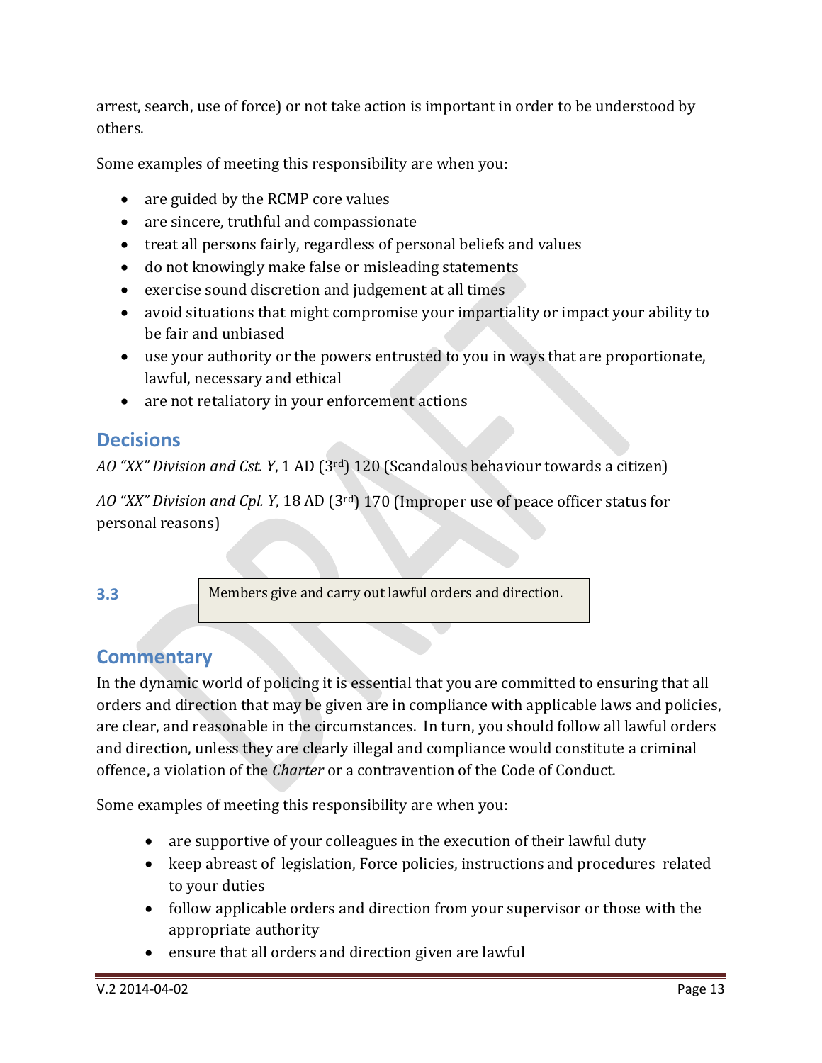arrest, search, use of force) or not take action is important in order to be understood by others.

Some examples of meeting this responsibility are when you:

- are guided by the RCMP core values
- are sincere, truthful and compassionate
- treat all persons fairly, regardless of personal beliefs and values
- do not knowingly make false or misleading statements
- exercise sound discretion and judgement at all times
- avoid situations that might compromise your impartiality or impact your ability to be fair and unbiased
- use your authority or the powers entrusted to you in ways that are proportionate, lawful, necessary and ethical
- are not retaliatory in your enforcement actions

## Decisions

*AO "XX" Division and Cst. Y*, 1 AD (3rd) 120 (Scandalous behaviour towards a citizen)

*AO "XX" Division and Cpl. Y*, 18 AD (3rd) 170 (Improper use of peace officer status for personal reasons)

**3.3** Members give and carry out lawful orders and direction.

## Commentary

In the dynamic world of policing it is essential that you are committed to ensuring that all orders and direction that may be given are in compliance with applicable laws and policies, are clear, and reasonable in the circumstances. In turn, you should follow all lawful orders and direction, unless they are clearly illegal and compliance would constitute a criminal offence, a violation of the *Charter* or a contravention of the Code of Conduct.

Some examples of meeting this responsibility are when you:

- are supportive of your colleagues in the execution of their lawful duty
- keep abreast of legislation, Force policies, instructions and procedures related to your duties
- follow applicable orders and direction from your supervisor or those with the appropriate authority
- ensure that all orders and direction given are lawful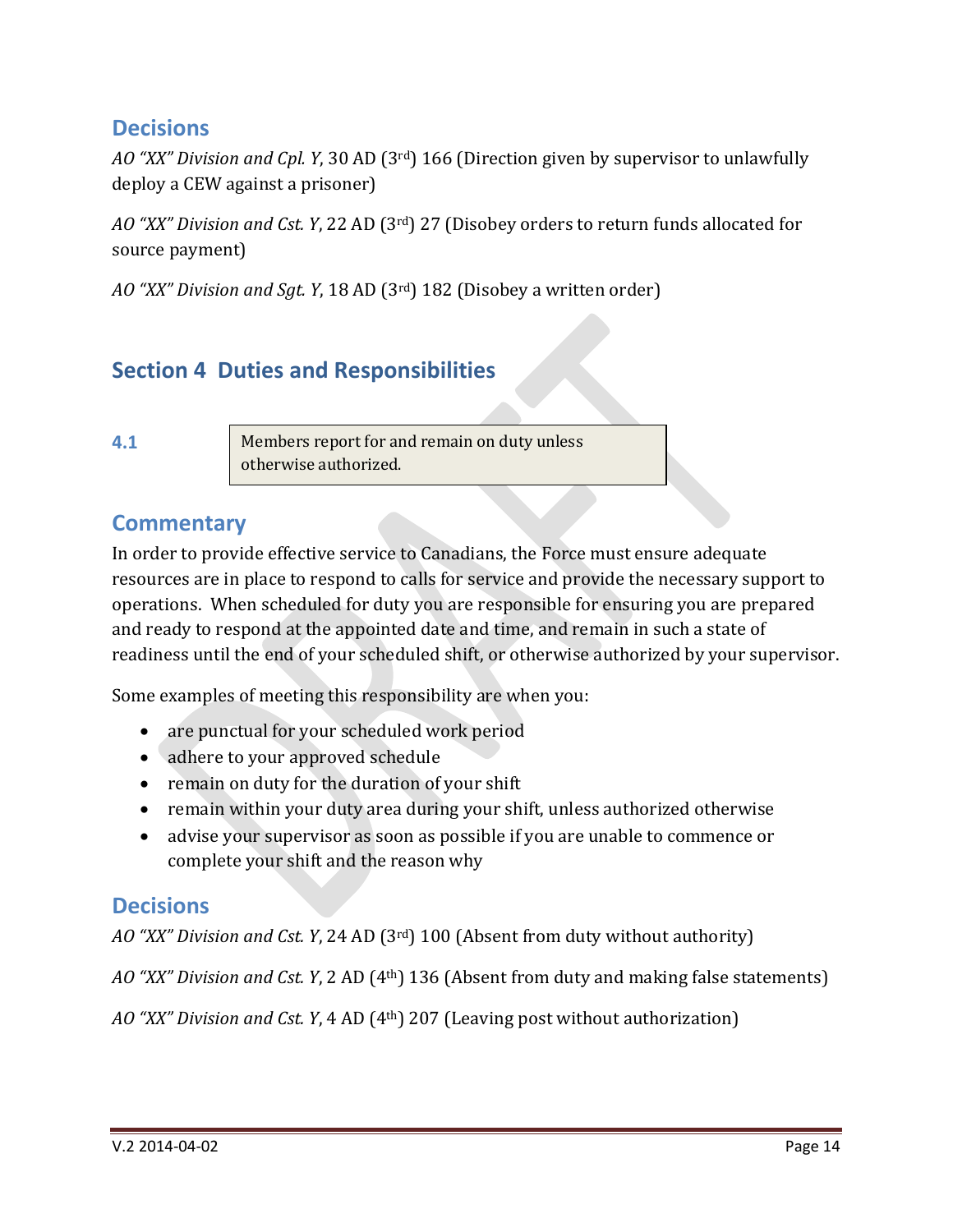## Decisions

*AO "XX" Division and Cpl. Y*, 30 AD (3rd) 166 (Direction given by supervisor to unlawfully deploy a CEW against a prisoner)

*AO "XX" Division and Cst. Y*, 22 AD (3rd) 27 (Disobey orders to return funds allocated for source payment)

*AO "XX" Division and Sgt. Y*, 18 AD (3rd) 182 (Disobey a written order)

# Section 4 Duties and Responsibilities

**4.1**

| Members report for and remain on duty unless otherwise authorized. |
|---|

## Commentary

In order to provide effective service to Canadians, the Force must ensure adequate resources are in place to respond to calls for service and provide the necessary support to operations. When scheduled for duty you are responsible for ensuring you are prepared and ready to respond at the appointed date and time, and remain in such a state of readiness until the end of your scheduled shift, or otherwise authorized by your supervisor.

Some examples of meeting this responsibility are when you:

- are punctual for your scheduled work period
- adhere to your approved schedule
- remain on duty for the duration of your shift
- remain within your duty area during your shift, unless authorized otherwise
- advise your supervisor as soon as possible if you are unable to commence or complete your shift and the reason why

## Decisions

*AO "XX" Division and Cst. Y*, 24 AD (3rd) 100 (Absent from duty without authority)

*AO "XX" Division and Cst. Y*, 2 AD (4th) 136 (Absent from duty and making false statements)

*AO "XX" Division and Cst. Y*, 4 AD (4th) 207 (Leaving post without authorization)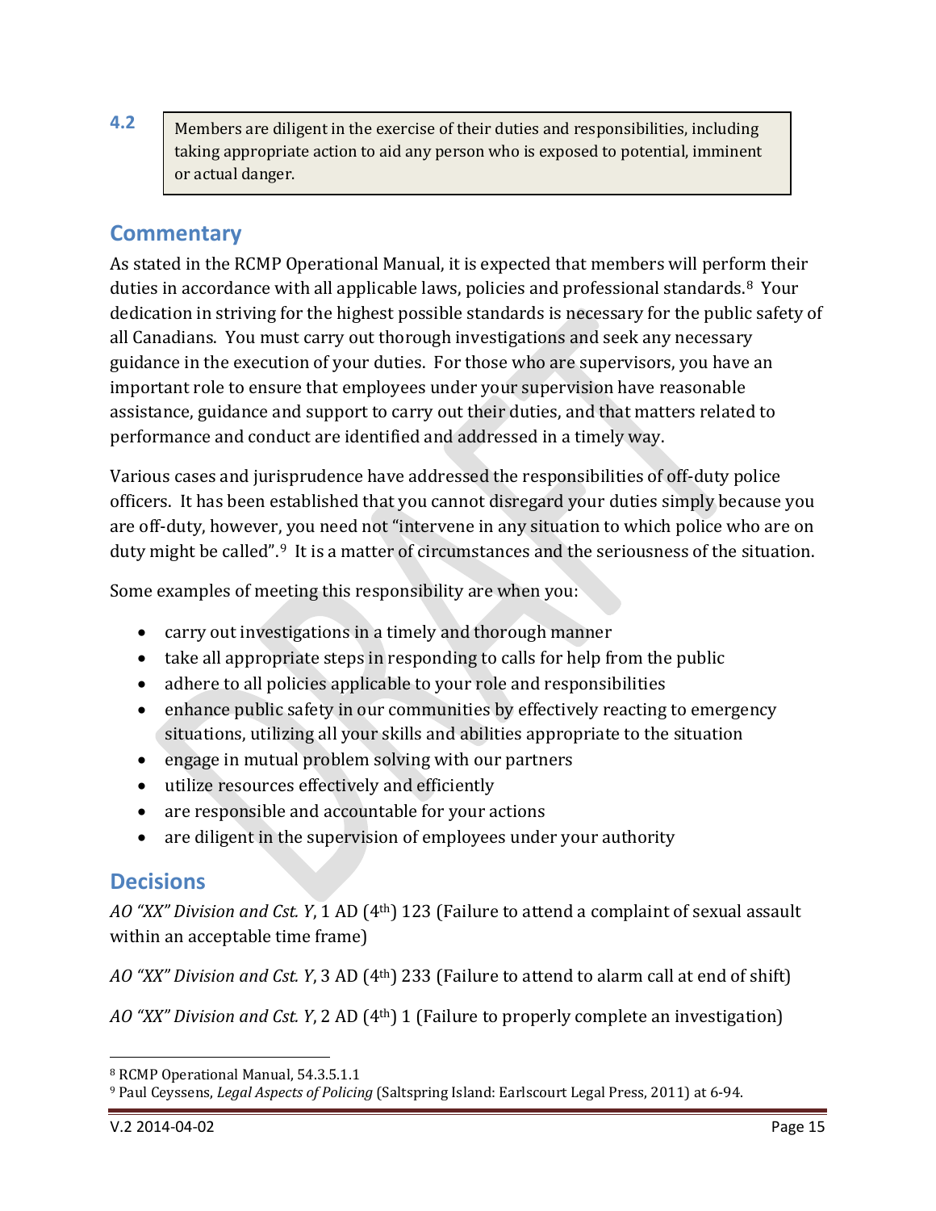**4.2**

> Members are diligent in the exercise of their duties and responsibilities, including taking appropriate action to aid any person who is exposed to potential, imminent or actual danger.

## Commentary

As stated in the RCMP Operational Manual, it is expected that members will perform their duties in accordance with all applicable laws, policies and professional standards.[8] Your dedication in striving for the highest possible standards is necessary for the public safety of all Canadians. You must carry out thorough investigations and seek any necessary guidance in the execution of your duties. For those who are supervisors, you have an important role to ensure that employees under your supervision have reasonable assistance, guidance and support to carry out their duties, and that matters related to performance and conduct are identified and addressed in a timely way.

Various cases and jurisprudence have addressed the responsibilities of off-duty police officers. It has been established that you cannot disregard your duties simply because you are off-duty, however, you need not "intervene in any situation to which police who are on duty might be called".[9] It is a matter of circumstances and the seriousness of the situation.

Some examples of meeting this responsibility are when you:

- carry out investigations in a timely and thorough manner
- take all appropriate steps in responding to calls for help from the public
- adhere to all policies applicable to your role and responsibilities
- enhance public safety in our communities by effectively reacting to emergency situations, utilizing all your skills and abilities appropriate to the situation
- engage in mutual problem solving with our partners
- utilize resources effectively and efficiently
- are responsible and accountable for your actions
- are diligent in the supervision of employees under your authority

## Decisions

*AO "XX" Division and Cst. Y*, 1 AD (4th) 123 (Failure to attend a complaint of sexual assault within an acceptable time frame)

*AO "XX" Division and Cst. Y*, 3 AD (4th) 233 (Failure to attend to alarm call at end of shift)

*AO "XX" Division and Cst. Y*, 2 AD (4th) 1 (Failure to properly complete an investigation)

---

[8] RCMP Operational Manual, 54.3.5.1.1

[9] Paul Ceyssens, *Legal Aspects of Policing* (Saltspring Island: Earlscourt Legal Press, 2011) at 6-94.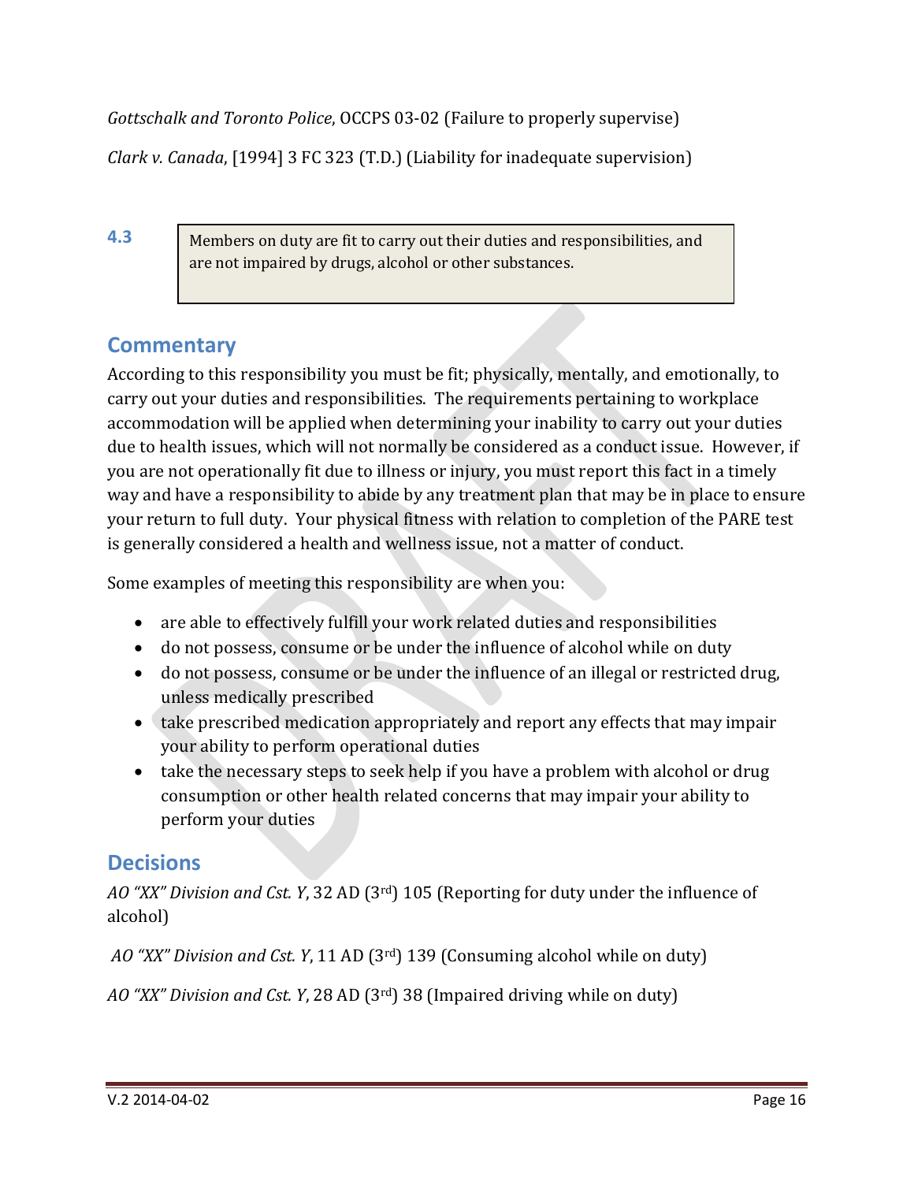*Gottschalk and Toronto Police*, OCCPS 03-02 (Failure to properly supervise)

*Clark v. Canada*, [1994] 3 FC 323 (T.D.) (Liability for inadequate supervision)

**4.3**

> Members on duty are fit to carry out their duties and responsibilities, and are not impaired by drugs, alcohol or other substances.

## Commentary

According to this responsibility you must be fit; physically, mentally, and emotionally, to carry out your duties and responsibilities. The requirements pertaining to workplace accommodation will be applied when determining your inability to carry out your duties due to health issues, which will not normally be considered as a conduct issue. However, if you are not operationally fit due to illness or injury, you must report this fact in a timely way and have a responsibility to abide by any treatment plan that may be in place to ensure your return to full duty. Your physical fitness with relation to completion of the PARE test is generally considered a health and wellness issue, not a matter of conduct.

Some examples of meeting this responsibility are when you:

- are able to effectively fulfill your work related duties and responsibilities
- do not possess, consume or be under the influence of alcohol while on duty
- do not possess, consume or be under the influence of an illegal or restricted drug, unless medically prescribed
- take prescribed medication appropriately and report any effects that may impair your ability to perform operational duties
- take the necessary steps to seek help if you have a problem with alcohol or drug consumption or other health related concerns that may impair your ability to perform your duties

## Decisions

*AO "XX" Division and Cst. Y*, 32 AD (3rd) 105 (Reporting for duty under the influence of alcohol)

*AO "XX" Division and Cst. Y*, 11 AD (3rd) 139 (Consuming alcohol while on duty)

*AO "XX" Division and Cst. Y*, 28 AD (3rd) 38 (Impaired driving while on duty)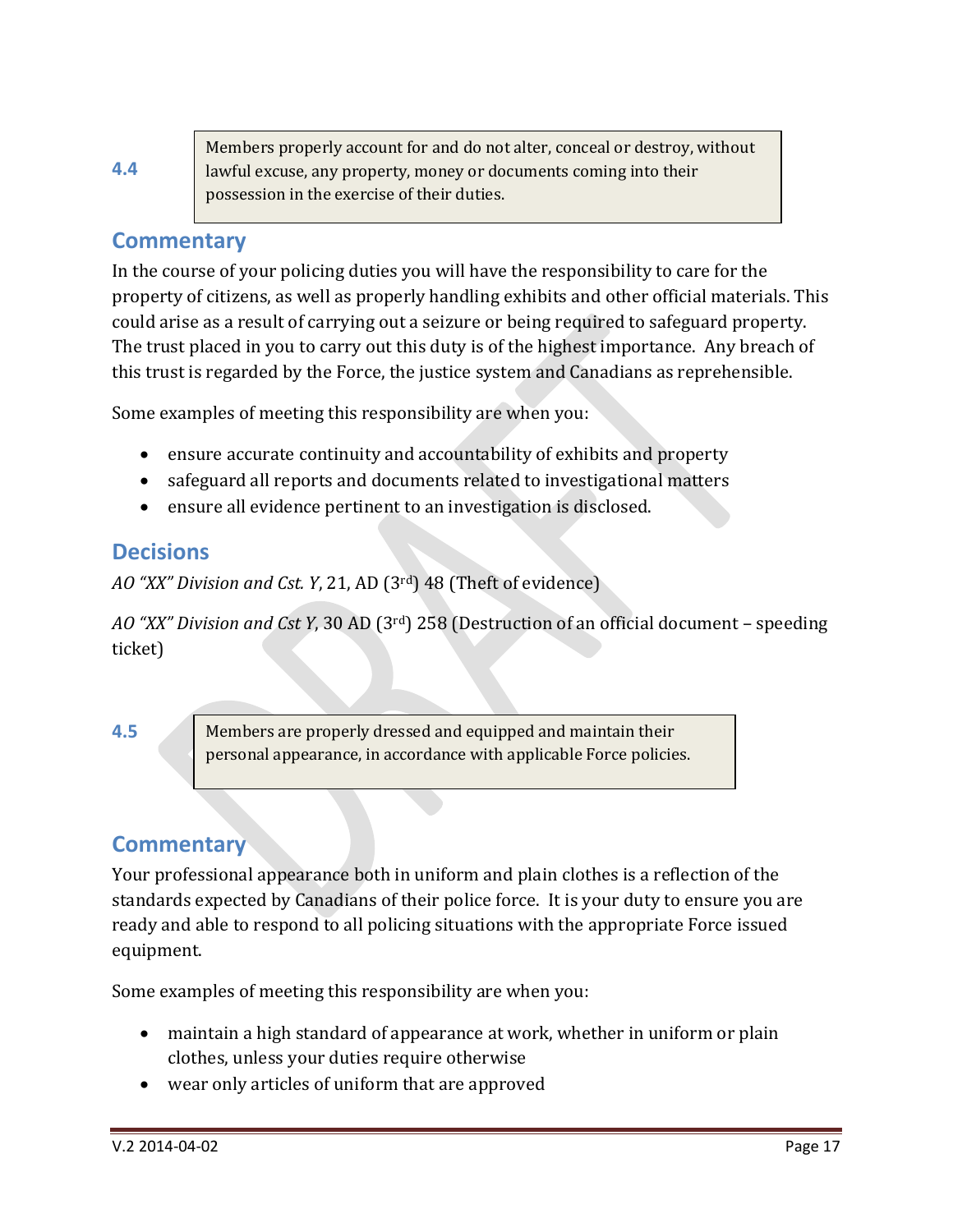**4.4** Members properly account for and do not alter, conceal or destroy, without lawful excuse, any property, money or documents coming into their possession in the exercise of their duties.

## Commentary

In the course of your policing duties you will have the responsibility to care for the property of citizens, as well as properly handling exhibits and other official materials. This could arise as a result of carrying out a seizure or being required to safeguard property. The trust placed in you to carry out this duty is of the highest importance. Any breach of this trust is regarded by the Force, the justice system and Canadians as reprehensible.

Some examples of meeting this responsibility are when you:

- ensure accurate continuity and accountability of exhibits and property
- safeguard all reports and documents related to investigational matters
- ensure all evidence pertinent to an investigation is disclosed.

## Decisions

*AO "XX" Division and Cst. Y*, 21, AD (3rd) 48 (Theft of evidence)

*AO "XX" Division and Cst Y*, 30 AD (3rd) 258 (Destruction of an official document – speeding ticket)

**4.5** Members are properly dressed and equipped and maintain their personal appearance, in accordance with applicable Force policies.

## Commentary

Your professional appearance both in uniform and plain clothes is a reflection of the standards expected by Canadians of their police force. It is your duty to ensure you are ready and able to respond to all policing situations with the appropriate Force issued equipment.

Some examples of meeting this responsibility are when you:

- maintain a high standard of appearance at work, whether in uniform or plain clothes, unless your duties require otherwise
- wear only articles of uniform that are approved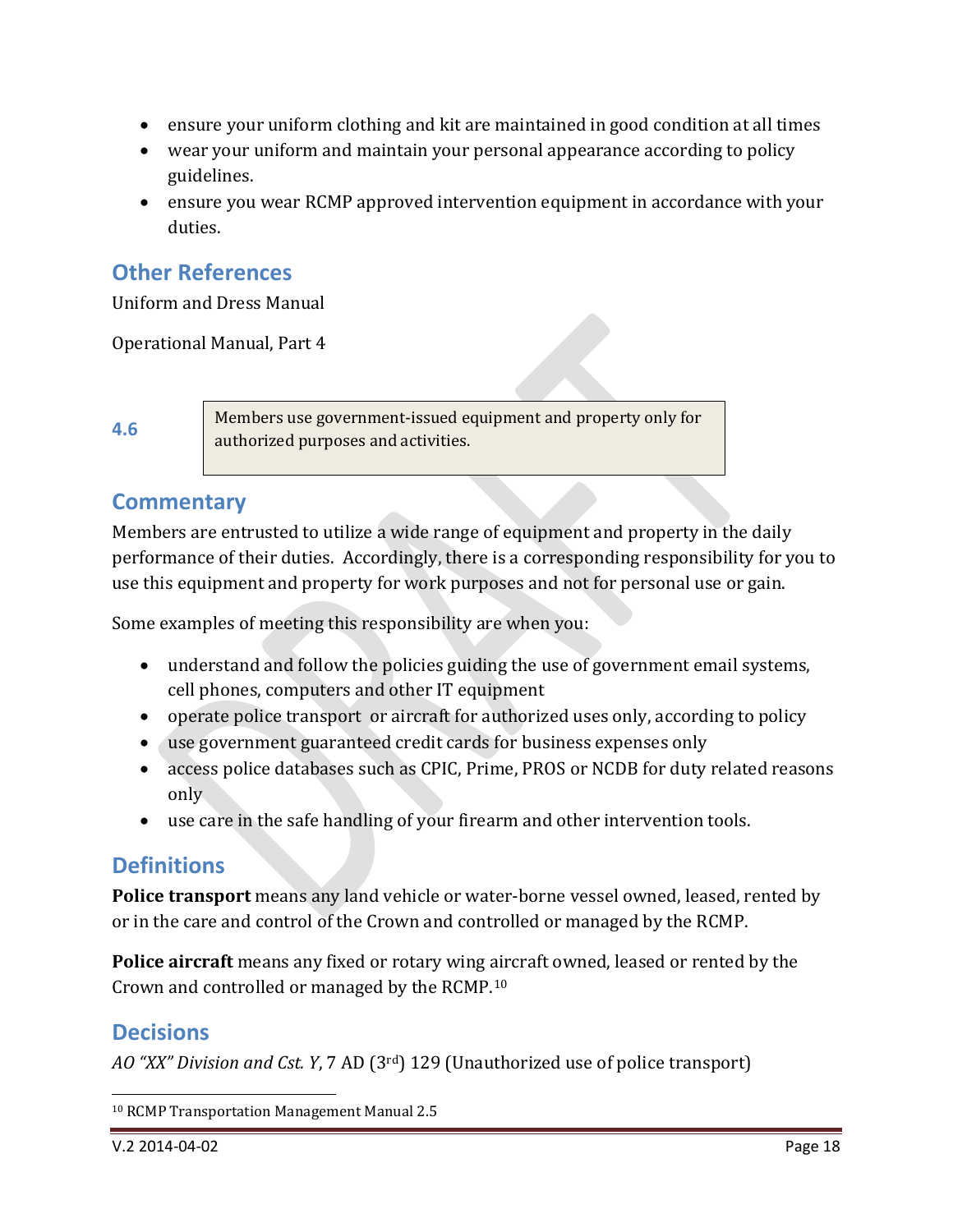- ensure your uniform clothing and kit are maintained in good condition at all times
- wear your uniform and maintain your personal appearance according to policy guidelines.
- ensure you wear RCMP approved intervention equipment in accordance with your duties.

## Other References

Uniform and Dress Manual

Operational Manual, Part 4

**4.6**

> Members use government-issued equipment and property only for authorized purposes and activities.

## Commentary

Members are entrusted to utilize a wide range of equipment and property in the daily performance of their duties. Accordingly, there is a corresponding responsibility for you to use this equipment and property for work purposes and not for personal use or gain.

Some examples of meeting this responsibility are when you:

- understand and follow the policies guiding the use of government email systems, cell phones, computers and other IT equipment
- operate police transport or aircraft for authorized uses only, according to policy
- use government guaranteed credit cards for business expenses only
- access police databases such as CPIC, Prime, PROS or NCDB for duty related reasons only
- use care in the safe handling of your firearm and other intervention tools.

## Definitions

**Police transport** means any land vehicle or water-borne vessel owned, leased, rented by or in the care and control of the Crown and controlled or managed by the RCMP.

**Police aircraft** means any fixed or rotary wing aircraft owned, leased or rented by the Crown and controlled or managed by the RCMP.[10]

## Decisions

*AO "XX" Division and Cst. Y*, 7 AD (3rd) 129 (Unauthorized use of police transport)

[10] RCMP Transportation Management Manual 2.5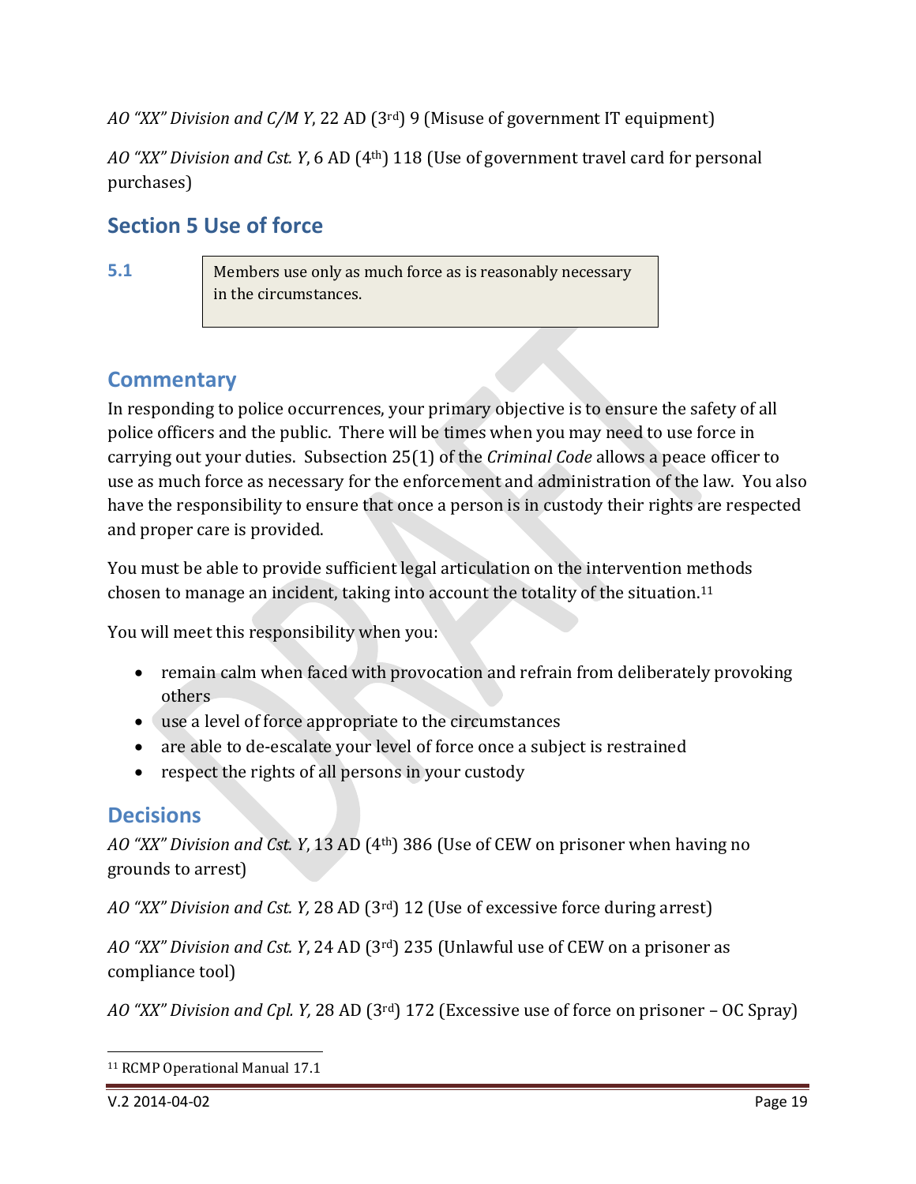*AO "XX" Division and C/M Y*, 22 AD (3rd) 9 (Misuse of government IT equipment)

*AO "XX" Division and Cst. Y*, 6 AD (4th) 118 (Use of government travel card for personal purchases)

## Section 5 Use of force

**5.1**

> Members use only as much force as is reasonably necessary in the circumstances.

### Commentary

In responding to police occurrences, your primary objective is to ensure the safety of all police officers and the public. There will be times when you may need to use force in carrying out your duties. Subsection 25(1) of the *Criminal Code* allows a peace officer to use as much force as necessary for the enforcement and administration of the law. You also have the responsibility to ensure that once a person is in custody their rights are respected and proper care is provided.

You must be able to provide sufficient legal articulation on the intervention methods chosen to manage an incident, taking into account the totality of the situation.[11]

You will meet this responsibility when you:

- remain calm when faced with provocation and refrain from deliberately provoking others
- use a level of force appropriate to the circumstances
- are able to de-escalate your level of force once a subject is restrained
- respect the rights of all persons in your custody

### Decisions

*AO "XX" Division and Cst. Y*, 13 AD (4th) 386 (Use of CEW on prisoner when having no grounds to arrest)

*AO "XX" Division and Cst. Y,* 28 AD (3rd) 12 (Use of excessive force during arrest)

*AO "XX" Division and Cst. Y*, 24 AD (3rd) 235 (Unlawful use of CEW on a prisoner as compliance tool)

*AO "XX" Division and Cpl. Y,* 28 AD (3rd) 172 (Excessive use of force on prisoner – OC Spray)

[11] RCMP Operational Manual 17.1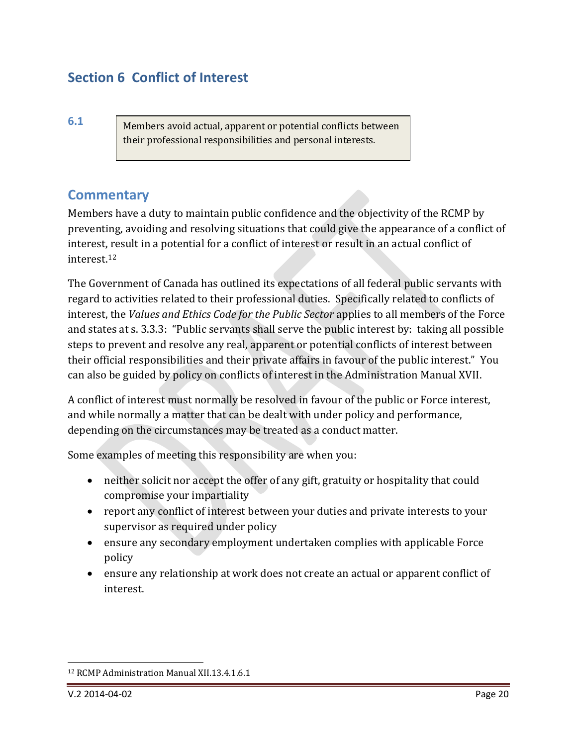## Section 6 Conflict of Interest

**6.1**

> Members avoid actual, apparent or potential conflicts between their professional responsibilities and personal interests.

### Commentary

Members have a duty to maintain public confidence and the objectivity of the RCMP by preventing, avoiding and resolving situations that could give the appearance of a conflict of interest, result in a potential for a conflict of interest or result in an actual conflict of interest.[12]

The Government of Canada has outlined its expectations of all federal public servants with regard to activities related to their professional duties. Specifically related to conflicts of interest, the *Values and Ethics Code for the Public Sector* applies to all members of the Force and states at s. 3.3.3: "Public servants shall serve the public interest by: taking all possible steps to prevent and resolve any real, apparent or potential conflicts of interest between their official responsibilities and their private affairs in favour of the public interest." You can also be guided by policy on conflicts of interest in the Administration Manual XVII.

A conflict of interest must normally be resolved in favour of the public or Force interest, and while normally a matter that can be dealt with under policy and performance, depending on the circumstances may be treated as a conduct matter.

Some examples of meeting this responsibility are when you:

- neither solicit nor accept the offer of any gift, gratuity or hospitality that could compromise your impartiality
- report any conflict of interest between your duties and private interests to your supervisor as required under policy
- ensure any secondary employment undertaken complies with applicable Force policy
- ensure any relationship at work does not create an actual or apparent conflict of interest.

---

[12] RCMP Administration Manual XII.13.4.1.6.1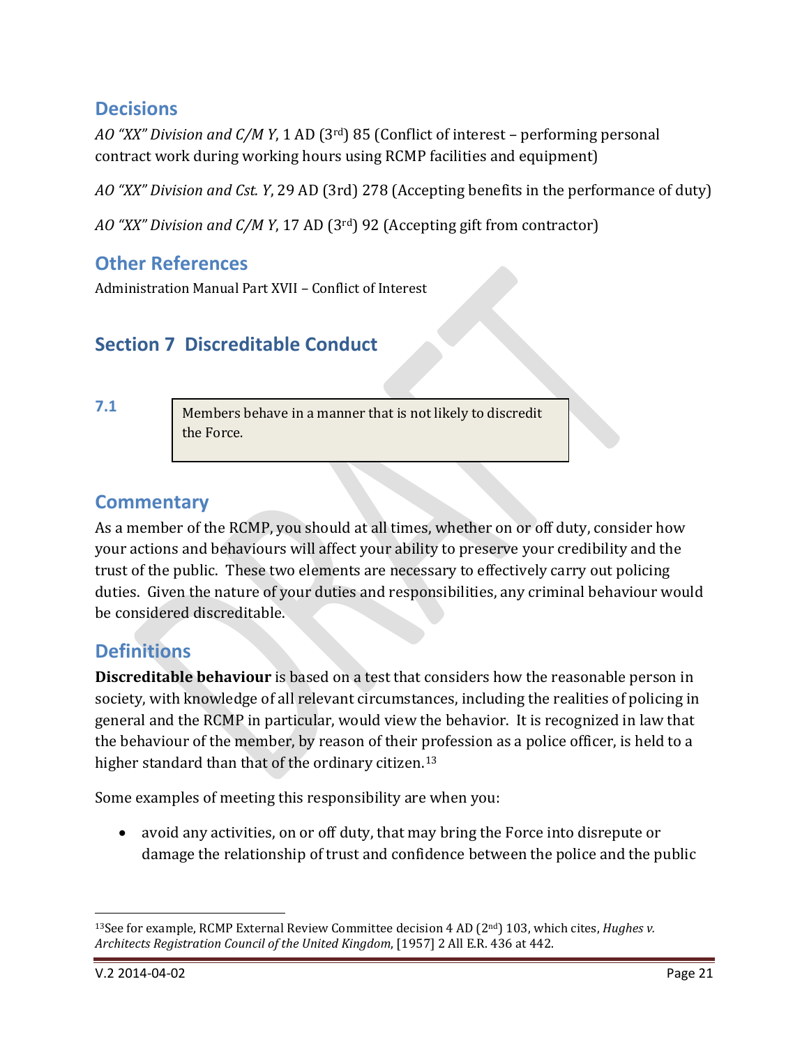## Decisions

*AO "XX" Division and C/M Y*, 1 AD (3rd) 85 (Conflict of interest – performing personal contract work during working hours using RCMP facilities and equipment)

*AO "XX" Division and Cst. Y*, 29 AD (3rd) 278 (Accepting benefits in the performance of duty)

*AO "XX" Division and C/M Y*, 17 AD (3rd) 92 (Accepting gift from contractor)

## Other References

Administration Manual Part XVII – Conflict of Interest

# Section 7 Discreditable Conduct

**7.1**

> Members behave in a manner that is not likely to discredit the Force.

## Commentary

As a member of the RCMP, you should at all times, whether on or off duty, consider how your actions and behaviours will affect your ability to preserve your credibility and the trust of the public. These two elements are necessary to effectively carry out policing duties. Given the nature of your duties and responsibilities, any criminal behaviour would be considered discreditable.

## Definitions

**Discreditable behaviour** is based on a test that considers how the reasonable person in society, with knowledge of all relevant circumstances, including the realities of policing in general and the RCMP in particular, would view the behavior. It is recognized in law that the behaviour of the member, by reason of their profession as a police officer, is held to a higher standard than that of the ordinary citizen.[13]

Some examples of meeting this responsibility are when you:

- avoid any activities, on or off duty, that may bring the Force into disrepute or damage the relationship of trust and confidence between the police and the public

---

[13] See for example, RCMP External Review Committee decision 4 AD (2nd) 103, which cites, *Hughes v. Architects Registration Council of the United Kingdom*, [1957] 2 All E.R. 436 at 442.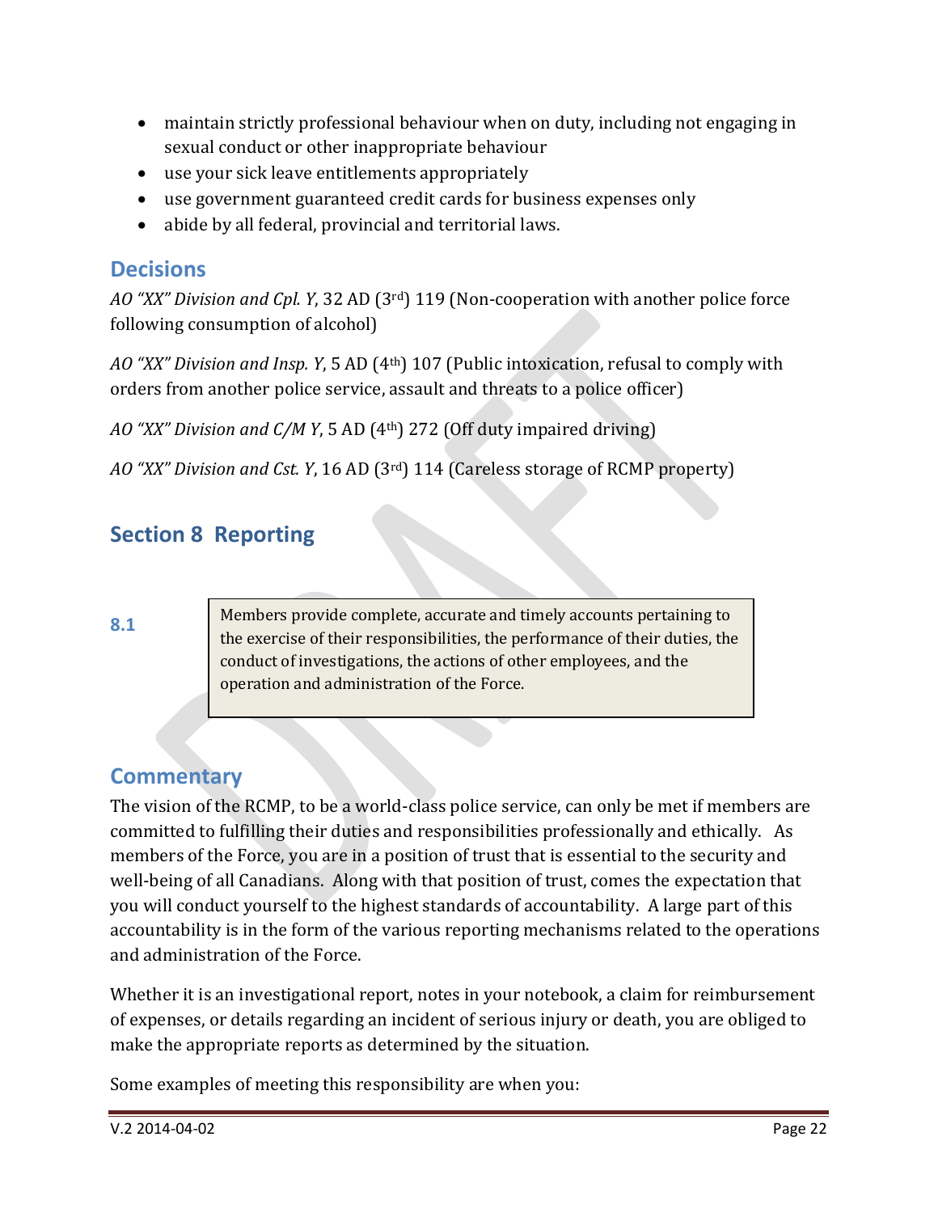- maintain strictly professional behaviour when on duty, including not engaging in sexual conduct or other inappropriate behaviour
- use your sick leave entitlements appropriately
- use government guaranteed credit cards for business expenses only
- abide by all federal, provincial and territorial laws.

## Decisions

*AO "XX" Division and Cpl. Y*, 32 AD (3rd) 119 (Non-cooperation with another police force following consumption of alcohol)

*AO "XX" Division and Insp. Y*, 5 AD (4th) 107 (Public intoxication, refusal to comply with orders from another police service, assault and threats to a police officer)

*AO "XX" Division and C/M Y*, 5 AD (4th) 272 (Off duty impaired driving)

*AO "XX" Division and Cst. Y*, 16 AD (3rd) 114 (Careless storage of RCMP property)

# Section 8 Reporting

**8.1**

> Members provide complete, accurate and timely accounts pertaining to the exercise of their responsibilities, the performance of their duties, the conduct of investigations, the actions of other employees, and the operation and administration of the Force.

## Commentary

The vision of the RCMP, to be a world-class police service, can only be met if members are committed to fulfilling their duties and responsibilities professionally and ethically. As members of the Force, you are in a position of trust that is essential to the security and well-being of all Canadians. Along with that position of trust, comes the expectation that you will conduct yourself to the highest standards of accountability. A large part of this accountability is in the form of the various reporting mechanisms related to the operations and administration of the Force.

Whether it is an investigational report, notes in your notebook, a claim for reimbursement of expenses, or details regarding an incident of serious injury or death, you are obliged to make the appropriate reports as determined by the situation.

Some examples of meeting this responsibility are when you: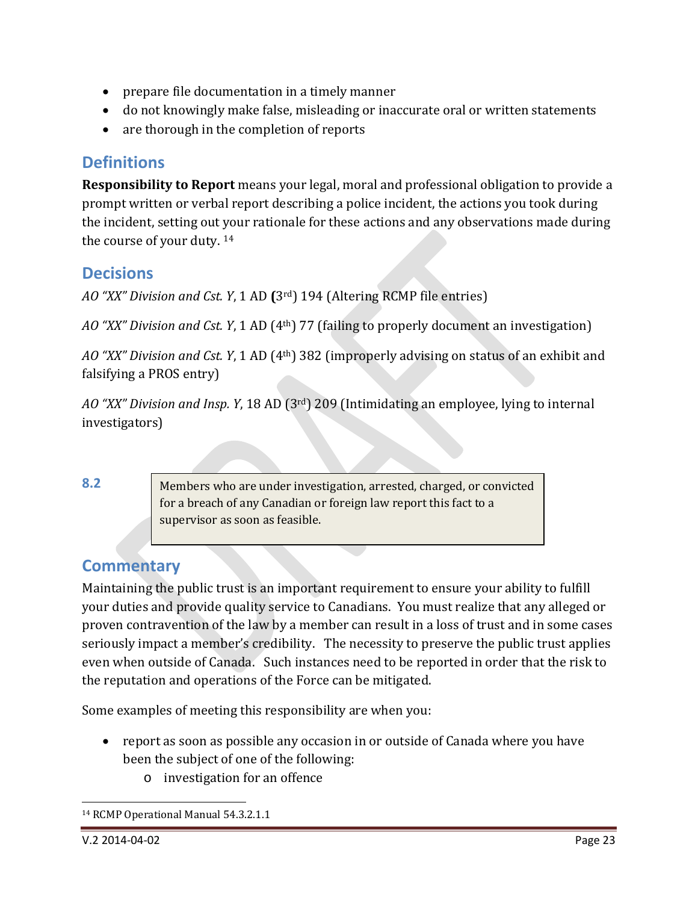- prepare file documentation in a timely manner
- do not knowingly make false, misleading or inaccurate oral or written statements
- are thorough in the completion of reports

## Definitions

**Responsibility to Report** means your legal, moral and professional obligation to provide a prompt written or verbal report describing a police incident, the actions you took during the incident, setting out your rationale for these actions and any observations made during the course of your duty. [14]

## Decisions

*AO "XX" Division and Cst. Y*, 1 AD (3rd) 194 (Altering RCMP file entries)

*AO "XX" Division and Cst. Y*, 1 AD (4th) 77 (failing to properly document an investigation)

*AO "XX" Division and Cst. Y*, 1 AD (4th) 382 (improperly advising on status of an exhibit and falsifying a PROS entry)

*AO "XX" Division and Insp. Y*, 18 AD (3rd) 209 (Intimidating an employee, lying to internal investigators)

**8.2**

> Members who are under investigation, arrested, charged, or convicted for a breach of any Canadian or foreign law report this fact to a supervisor as soon as feasible.

## Commentary

Maintaining the public trust is an important requirement to ensure your ability to fulfill your duties and provide quality service to Canadians. You must realize that any alleged or proven contravention of the law by a member can result in a loss of trust and in some cases seriously impact a member's credibility. The necessity to preserve the public trust applies even when outside of Canada. Such instances need to be reported in order that the risk to the reputation and operations of the Force can be mitigated.

Some examples of meeting this responsibility are when you:

- report as soon as possible any occasion in or outside of Canada where you have been the subject of one of the following:
  - investigation for an offence

[14] RCMP Operational Manual 54.3.2.1.1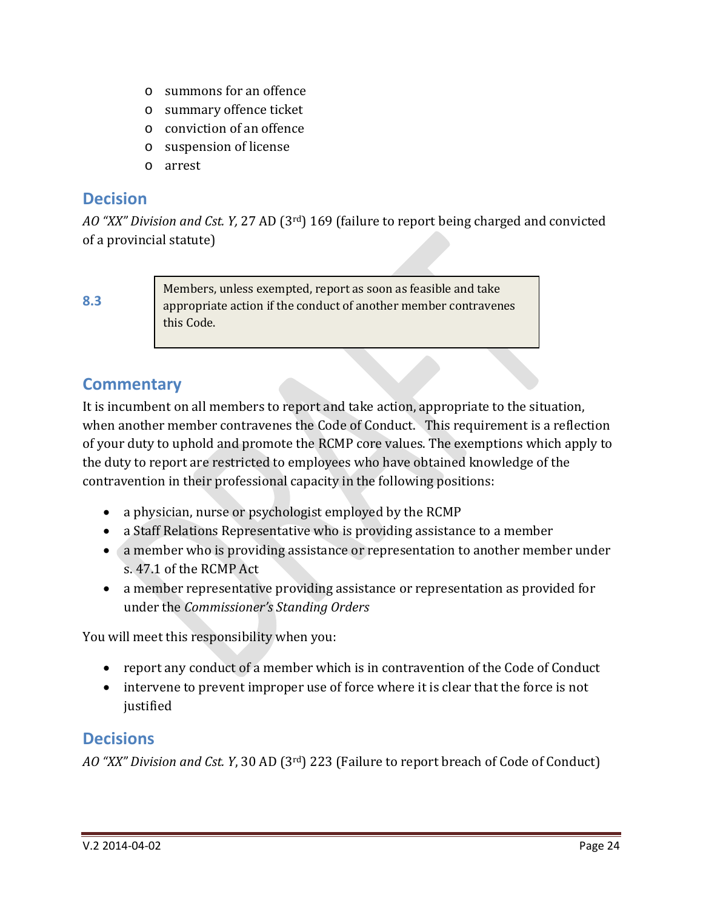- summons for an offence
- summary offence ticket
- conviction of an offence
- suspension of license
- arrest

## Decision

*AO "XX" Division and Cst. Y,* 27 AD (3rd) 169 (failure to report being charged and convicted of a provincial statute)

**8.3**

> Members, unless exempted, report as soon as feasible and take appropriate action if the conduct of another member contravenes this Code.

## Commentary

It is incumbent on all members to report and take action, appropriate to the situation, when another member contravenes the Code of Conduct. This requirement is a reflection of your duty to uphold and promote the RCMP core values. The exemptions which apply to the duty to report are restricted to employees who have obtained knowledge of the contravention in their professional capacity in the following positions:

- a physician, nurse or psychologist employed by the RCMP
- a Staff Relations Representative who is providing assistance to a member
- a member who is providing assistance or representation to another member under s. 47.1 of the RCMP Act
- a member representative providing assistance or representation as provided for under the *Commissioner's Standing Orders*

You will meet this responsibility when you:

- report any conduct of a member which is in contravention of the Code of Conduct
- intervene to prevent improper use of force where it is clear that the force is not justified

## Decisions

*AO "XX" Division and Cst. Y*, 30 AD (3rd) 223 (Failure to report breach of Code of Conduct)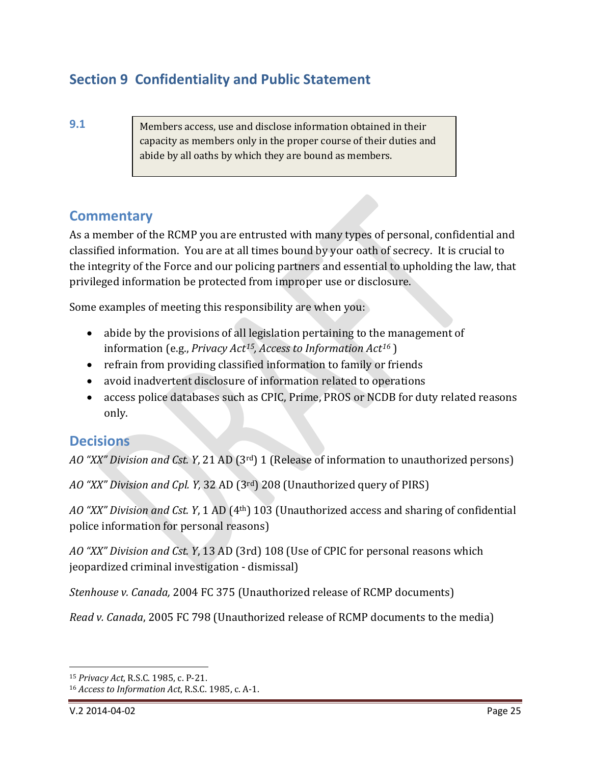## Section 9 Confidentiality and Public Statement

**9.1**

> Members access, use and disclose information obtained in their capacity as members only in the proper course of their duties and abide by all oaths by which they are bound as members.

### Commentary

As a member of the RCMP you are entrusted with many types of personal, confidential and classified information. You are at all times bound by your oath of secrecy. It is crucial to the integrity of the Force and our policing partners and essential to upholding the law, that privileged information be protected from improper use or disclosure.

Some examples of meeting this responsibility are when you:

- abide by the provisions of all legislation pertaining to the management of information (e.g., *Privacy Act*[15], *Access to Information Act*[16] )
- refrain from providing classified information to family or friends
- avoid inadvertent disclosure of information related to operations
- access police databases such as CPIC, Prime, PROS or NCDB for duty related reasons only.

### Decisions

*AO "XX" Division and Cst. Y*, 21 AD (3rd) 1 (Release of information to unauthorized persons)

*AO "XX" Division and Cpl. Y,* 32 AD (3rd) 208 (Unauthorized query of PIRS)

*AO "XX" Division and Cst. Y*, 1 AD (4th) 103 (Unauthorized access and sharing of confidential police information for personal reasons)

*AO "XX" Division and Cst. Y*, 13 AD (3rd) 108 (Use of CPIC for personal reasons which jeopardized criminal investigation - dismissal)

*Stenhouse v. Canada,* 2004 FC 375 (Unauthorized release of RCMP documents)

*Read v. Canada*, 2005 FC 798 (Unauthorized release of RCMP documents to the media)

---

[15] *Privacy Act*, R.S.C. 1985, c. P-21.

[16] *Access to Information Act*, R.S.C. 1985, c. A-1.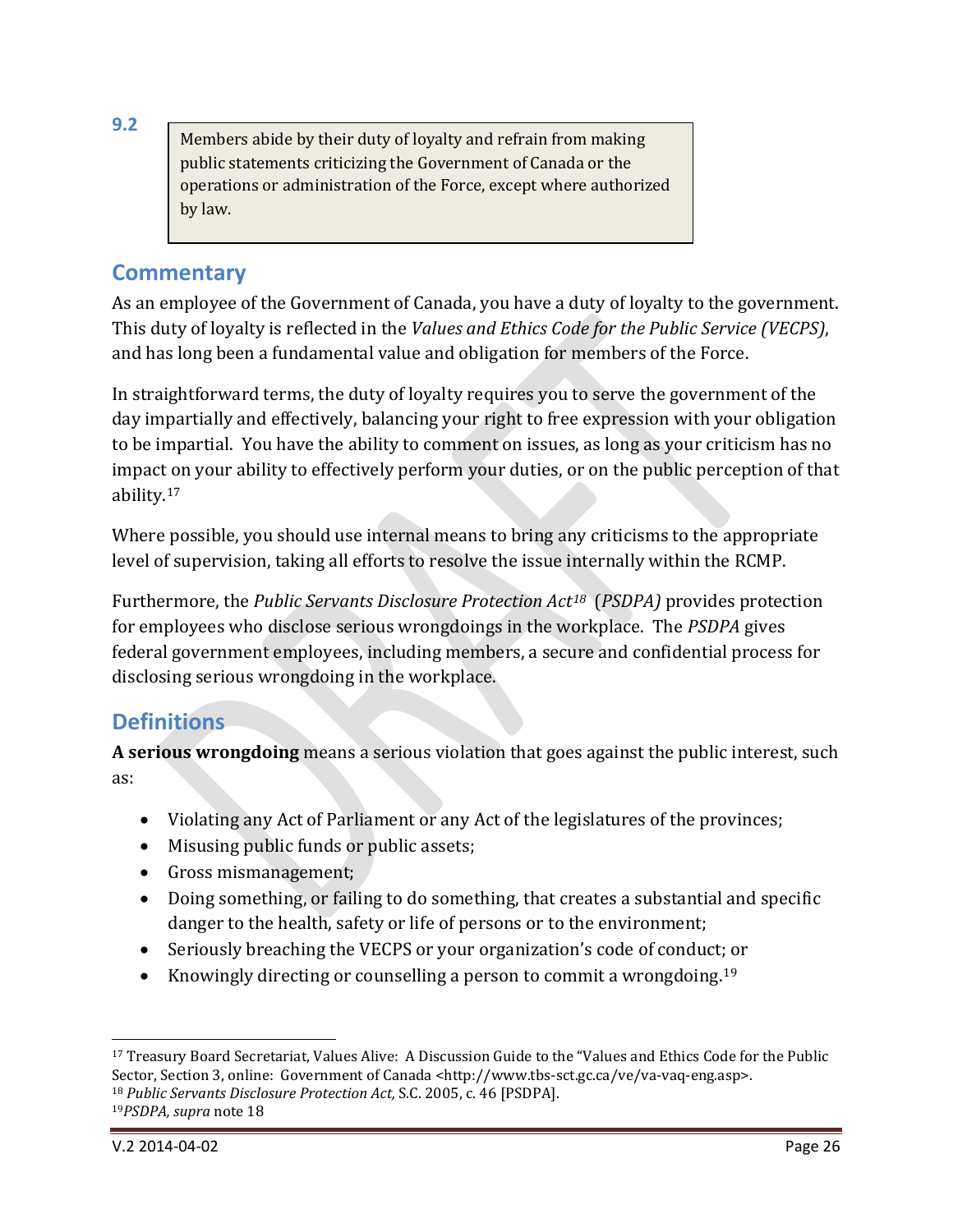**9.2**

> Members abide by their duty of loyalty and refrain from making public statements criticizing the Government of Canada or the operations or administration of the Force, except where authorized by law.

## Commentary

As an employee of the Government of Canada, you have a duty of loyalty to the government. This duty of loyalty is reflected in the *Values and Ethics Code for the Public Service (VECPS)*, and has long been a fundamental value and obligation for members of the Force.

In straightforward terms, the duty of loyalty requires you to serve the government of the day impartially and effectively, balancing your right to free expression with your obligation to be impartial. You have the ability to comment on issues, as long as your criticism has no impact on your ability to effectively perform your duties, or on the public perception of that ability.[17]

Where possible, you should use internal means to bring any criticisms to the appropriate level of supervision, taking all efforts to resolve the issue internally within the RCMP.

Furthermore, the *Public Servants Disclosure Protection Act*[18] (*PSDPA)* provides protection for employees who disclose serious wrongdoings in the workplace. The *PSDPA* gives federal government employees, including members, a secure and confidential process for disclosing serious wrongdoing in the workplace.

## Definitions

**A serious wrongdoing** means a serious violation that goes against the public interest, such as:

- Violating any Act of Parliament or any Act of the legislatures of the provinces;
- Misusing public funds or public assets;
- Gross mismanagement;
- Doing something, or failing to do something, that creates a substantial and specific danger to the health, safety or life of persons or to the environment;
- Seriously breaching the VECPS or your organization's code of conduct; or
- Knowingly directing or counselling a person to commit a wrongdoing.[19]

---

[17] Treasury Board Secretariat, Values Alive: A Discussion Guide to the "Values and Ethics Code for the Public Sector, Section 3, online: Government of Canada <http://www.tbs-sct.gc.ca/ve/va-vaq-eng.asp>.

[18] *Public Servants Disclosure Protection Act,* S.C. 2005, c. 46 [PSDPA].

[19] *PSDPA, supra* note 18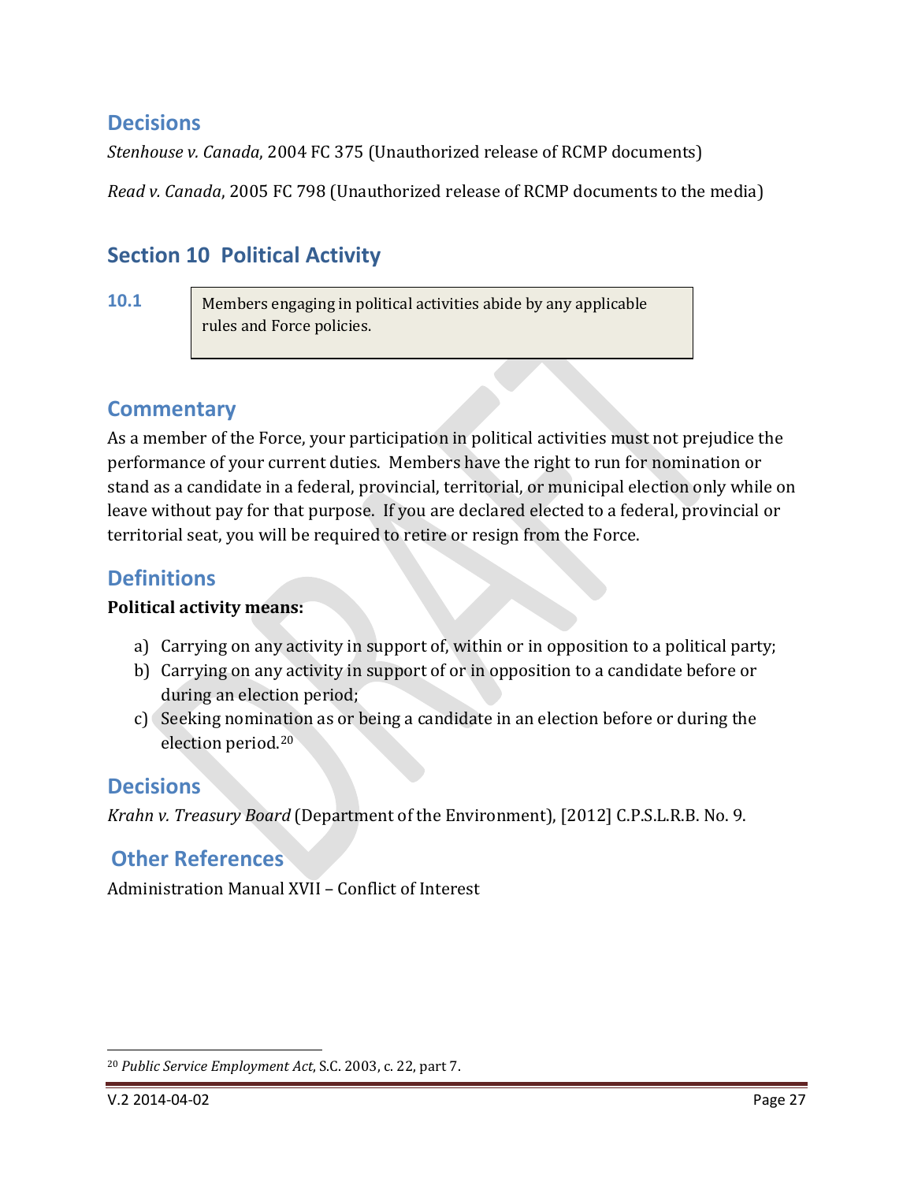## Decisions

*Stenhouse v. Canada*, 2004 FC 375 (Unauthorized release of RCMP documents)

*Read v. Canada*, 2005 FC 798 (Unauthorized release of RCMP documents to the media)

## Section 10 Political Activity

**10.1**

> Members engaging in political activities abide by any applicable rules and Force policies.

## Commentary

As a member of the Force, your participation in political activities must not prejudice the performance of your current duties. Members have the right to run for nomination or stand as a candidate in a federal, provincial, territorial, or municipal election only while on leave without pay for that purpose. If you are declared elected to a federal, provincial or territorial seat, you will be required to retire or resign from the Force.

## Definitions

**Political activity means:**

a) Carrying on any activity in support of, within or in opposition to a political party;
b) Carrying on any activity in support of or in opposition to a candidate before or during an election period;
c) Seeking nomination as or being a candidate in an election before or during the election period.[20]

## Decisions

*Krahn v. Treasury Board* (Department of the Environment), [2012] C.P.S.L.R.B. No. 9.

## Other References

Administration Manual XVII – Conflict of Interest

---

[20] *Public Service Employment Act*, S.C. 2003, c. 22, part 7.

V.2 2014-04-02